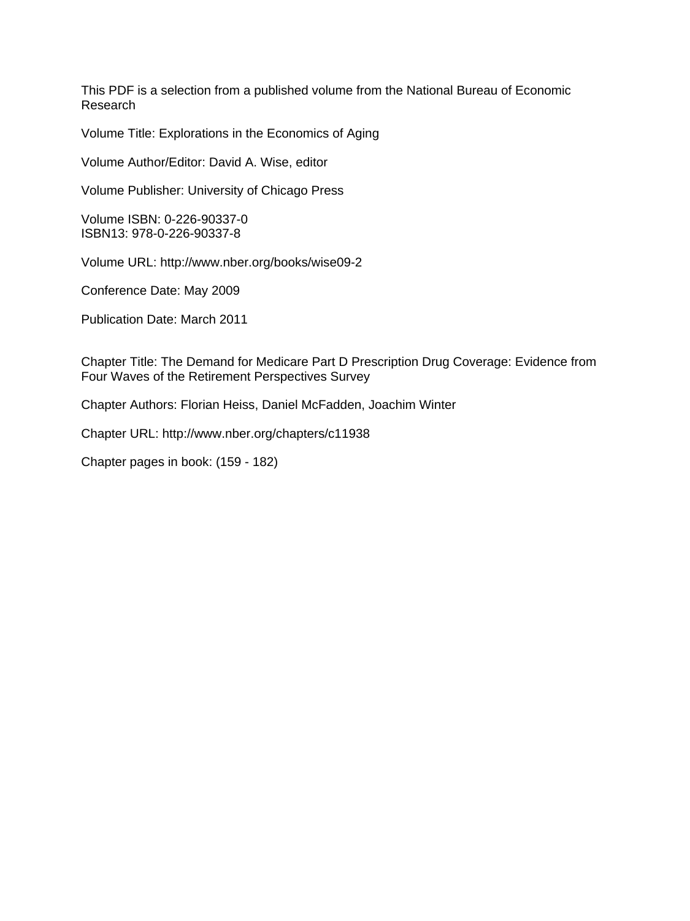This PDF is a selection from a published volume from the National Bureau of Economic Research

Volume Title: Explorations in the Economics of Aging

Volume Author/Editor: David A. Wise, editor

Volume Publisher: University of Chicago Press

Volume ISBN: 0-226-90337-0
ISBN13: 978-0-226-90337-8

Volume URL: http://www.nber.org/books/wise09-2

Conference Date: May 2009

Publication Date: March 2011

Chapter Title: The Demand for Medicare Part D Prescription Drug Coverage: Evidence from Four Waves of the Retirement Perspectives Survey

Chapter Authors: Florian Heiss, Daniel McFadden, Joachim Winter

Chapter URL: http://www.nber.org/chapters/c11938

Chapter pages in book: (159 - 182)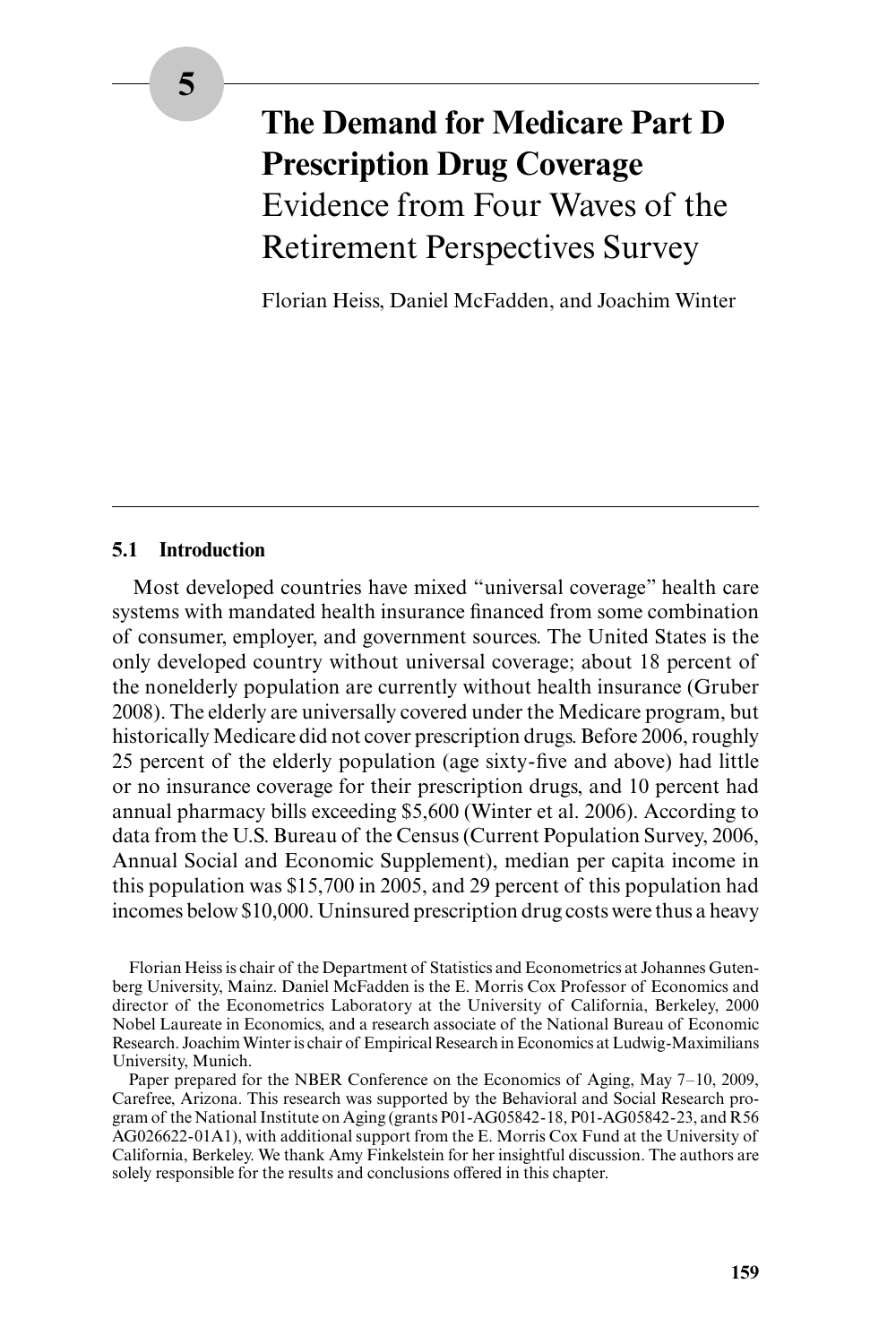# 5 The Demand for Medicare Part D Prescription Drug Coverage

## Evidence from Four Waves of the Retirement Perspectives Survey

Florian Heiss, Daniel McFadden, and Joachim Winter

### 5.1 Introduction

Most developed countries have mixed "universal coverage" health care systems with mandated health insurance financed from some combination of consumer, employer, and government sources. The United States is the only developed country without universal coverage; about 18 percent of the nonelderly population are currently without health insurance (Gruber 2008). The elderly are universally covered under the Medicare program, but historically Medicare did not cover prescription drugs. Before 2006, roughly 25 percent of the elderly population (age sixty-five and above) had little or no insurance coverage for their prescription drugs, and 10 percent had annual pharmacy bills exceeding $5,600 (Winter et al. 2006). According to data from the U.S. Bureau of the Census (Current Population Survey, 2006, Annual Social and Economic Supplement), median per capita income in this population was $15,700 in 2005, and 29 percent of this population had incomes below $10,000. Uninsured prescription drug costs were thus a heavy

Florian Heiss is chair of the Department of Statistics and Econometrics at Johannes Gutenberg University, Mainz. Daniel McFadden is the E. Morris Cox Professor of Economics and director of the Econometrics Laboratory at the University of California, Berkeley, 2000 Nobel Laureate in Economics, and a research associate of the National Bureau of Economic Research. Joachim Winter is chair of Empirical Research in Economics at Ludwig-Maximilians University, Munich.

Paper prepared for the NBER Conference on the Economics of Aging, May 7–10, 2009, Carefree, Arizona. This research was supported by the Behavioral and Social Research program of the National Institute on Aging (grants P01-AG05842-18, P01-AG05842-23, and R56 AG026622-01A1), with additional support from the E. Morris Cox Fund at the University of California, Berkeley. We thank Amy Finkelstein for her insightful discussion. The authors are solely responsible for the results and conclusions offered in this chapter.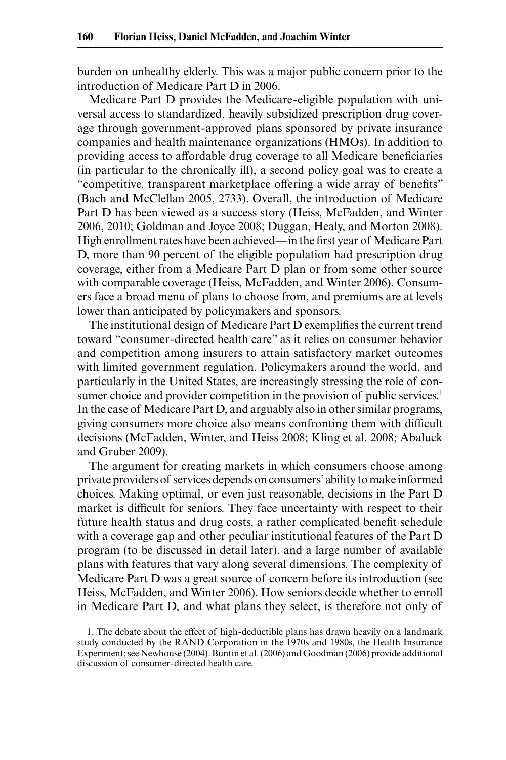burden on unhealthy elderly. This was a major public concern prior to the introduction of Medicare Part D in 2006.

Medicare Part D provides the Medicare-eligible population with universal access to standardized, heavily subsidized prescription drug coverage through government-approved plans sponsored by private insurance companies and health maintenance organizations (HMOs). In addition to providing access to affordable drug coverage to all Medicare beneficiaries (in particular to the chronically ill), a second policy goal was to create a "competitive, transparent marketplace offering a wide array of benefits" (Bach and McClellan 2005, 2733). Overall, the introduction of Medicare Part D has been viewed as a success story (Heiss, McFadden, and Winter 2006, 2010; Goldman and Joyce 2008; Duggan, Healy, and Morton 2008). High enrollment rates have been achieved—in the first year of Medicare Part D, more than 90 percent of the eligible population had prescription drug coverage, either from a Medicare Part D plan or from some other source with comparable coverage (Heiss, McFadden, and Winter 2006). Consumers face a broad menu of plans to choose from, and premiums are at levels lower than anticipated by policymakers and sponsors.

The institutional design of Medicare Part D exemplifies the current trend toward "consumer-directed health care" as it relies on consumer behavior and competition among insurers to attain satisfactory market outcomes with limited government regulation. Policymakers around the world, and particularly in the United States, are increasingly stressing the role of consumer choice and provider competition in the provision of public services.[1] In the case of Medicare Part D, and arguably also in other similar programs, giving consumers more choice also means confronting them with difficult decisions (McFadden, Winter, and Heiss 2008; Kling et al. 2008; Abaluck and Gruber 2009).

The argument for creating markets in which consumers choose among private providers of services depends on consumers' ability to make informed choices. Making optimal, or even just reasonable, decisions in the Part D market is difficult for seniors. They face uncertainty with respect to their future health status and drug costs, a rather complicated benefit schedule with a coverage gap and other peculiar institutional features of the Part D program (to be discussed in detail later), and a large number of available plans with features that vary along several dimensions. The complexity of Medicare Part D was a great source of concern before its introduction (see Heiss, McFadden, and Winter 2006). How seniors decide whether to enroll in Medicare Part D, and what plans they select, is therefore not only of

1. The debate about the effect of high-deductible plans has drawn heavily on a landmark study conducted by the RAND Corporation in the 1970s and 1980s, the Health Insurance Experiment; see Newhouse (2004). Buntin et al. (2006) and Goodman (2006) provide additional discussion of consumer-directed health care.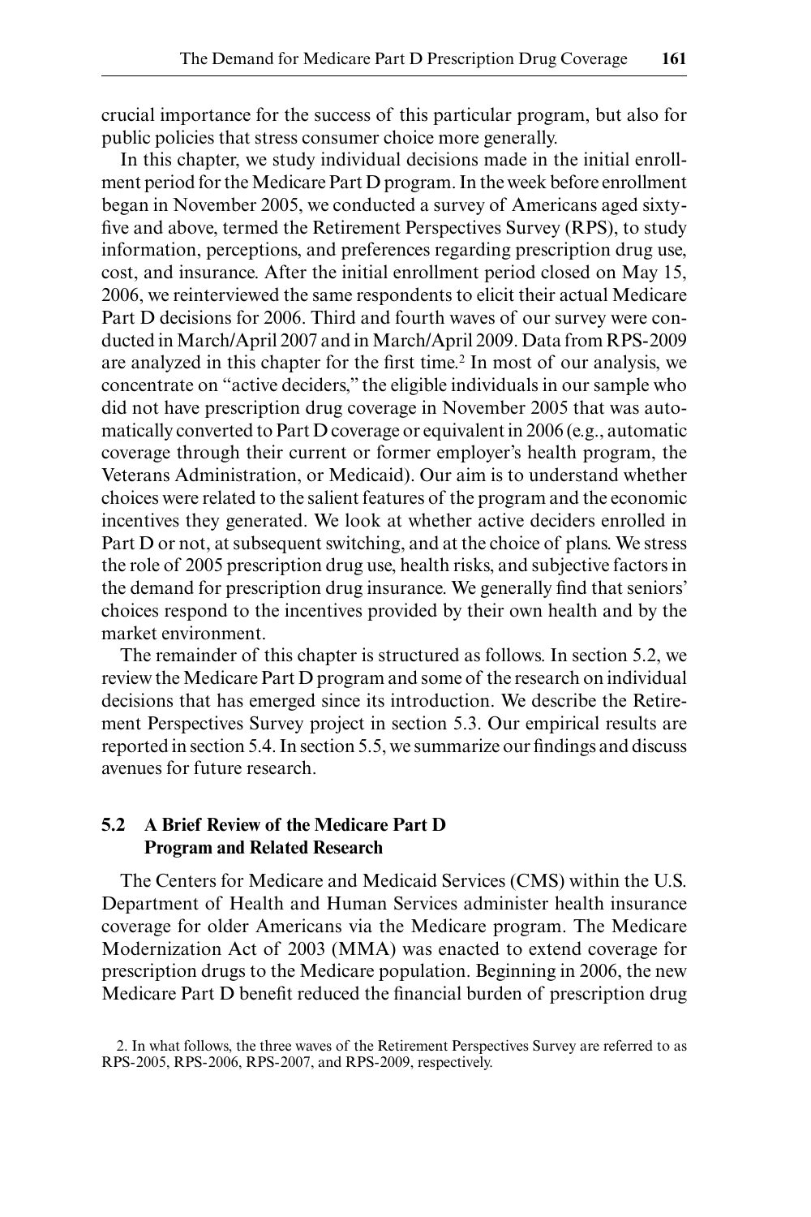crucial importance for the success of this particular program, but also for public policies that stress consumer choice more generally.

In this chapter, we study individual decisions made in the initial enrollment period for the Medicare Part D program. In the week before enrollment began in November 2005, we conducted a survey of Americans aged sixty-five and above, termed the Retirement Perspectives Survey (RPS), to study information, perceptions, and preferences regarding prescription drug use, cost, and insurance. After the initial enrollment period closed on May 15, 2006, we reinterviewed the same respondents to elicit their actual Medicare Part D decisions for 2006. Third and fourth waves of our survey were conducted in March/April 2007 and in March/April 2009. Data from RPS-2009 are analyzed in this chapter for the first time.[2] In most of our analysis, we concentrate on "active deciders," the eligible individuals in our sample who did not have prescription drug coverage in November 2005 that was automatically converted to Part D coverage or equivalent in 2006 (e.g., automatic coverage through their current or former employer's health program, the Veterans Administration, or Medicaid). Our aim is to understand whether choices were related to the salient features of the program and the economic incentives they generated. We look at whether active deciders enrolled in Part D or not, at subsequent switching, and at the choice of plans. We stress the role of 2005 prescription drug use, health risks, and subjective factors in the demand for prescription drug insurance. We generally find that seniors' choices respond to the incentives provided by their own health and by the market environment.

The remainder of this chapter is structured as follows. In section 5.2, we review the Medicare Part D program and some of the research on individual decisions that has emerged since its introduction. We describe the Retirement Perspectives Survey project in section 5.3. Our empirical results are reported in section 5.4. In section 5.5, we summarize our findings and discuss avenues for future research.

## 5.2 A Brief Review of the Medicare Part D Program and Related Research

The Centers for Medicare and Medicaid Services (CMS) within the U.S. Department of Health and Human Services administer health insurance coverage for older Americans via the Medicare program. The Medicare Modernization Act of 2003 (MMA) was enacted to extend coverage for prescription drugs to the Medicare population. Beginning in 2006, the new Medicare Part D benefit reduced the financial burden of prescription drug

2. In what follows, the three waves of the Retirement Perspectives Survey are referred to as RPS-2005, RPS-2006, RPS-2007, and RPS-2009, respectively.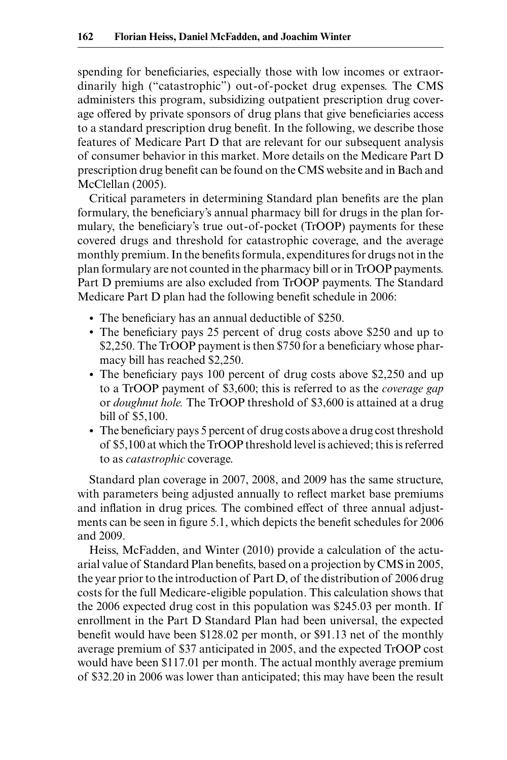spending for beneficiaries, especially those with low incomes or extraordinarily high ("catastrophic") out-of-pocket drug expenses. The CMS administers this program, subsidizing outpatient prescription drug coverage offered by private sponsors of drug plans that give beneficiaries access to a standard prescription drug benefit. In the following, we describe those features of Medicare Part D that are relevant for our subsequent analysis of consumer behavior in this market. More details on the Medicare Part D prescription drug benefit can be found on the CMS website and in Bach and McClellan (2005).

Critical parameters in determining Standard plan benefits are the plan formulary, the beneficiary's annual pharmacy bill for drugs in the plan formulary, the beneficiary's true out-of-pocket (TrOOP) payments for these covered drugs and threshold for catastrophic coverage, and the average monthly premium. In the benefits formula, expenditures for drugs not in the plan formulary are not counted in the pharmacy bill or in TrOOP payments. Part D premiums are also excluded from TrOOP payments. The Standard Medicare Part D plan had the following benefit schedule in 2006:

- The beneficiary has an annual deductible of $250.
- The beneficiary pays 25 percent of drug costs above $250 and up to $2,250. The TrOOP payment is then $750 for a beneficiary whose pharmacy bill has reached $2,250.
- The beneficiary pays 100 percent of drug costs above $2,250 and up to a TrOOP payment of $3,600; this is referred to as the *coverage gap* or *doughnut hole.* The TrOOP threshold of $3,600 is attained at a drug bill of $5,100.
- The beneficiary pays 5 percent of drug costs above a drug cost threshold of $5,100 at which the TrOOP threshold level is achieved; this is referred to as *catastrophic* coverage.

Standard plan coverage in 2007, 2008, and 2009 has the same structure, with parameters being adjusted annually to reflect market base premiums and inflation in drug prices. The combined effect of three annual adjustments can be seen in figure 5.1, which depicts the benefit schedules for 2006 and 2009.

Heiss, McFadden, and Winter (2010) provide a calculation of the actuarial value of Standard Plan benefits, based on a projection by CMS in 2005, the year prior to the introduction of Part D, of the distribution of 2006 drug costs for the full Medicare-eligible population. This calculation shows that the 2006 expected drug cost in this population was $245.03 per month. If enrollment in the Part D Standard Plan had been universal, the expected benefit would have been $128.02 per month, or $91.13 net of the monthly average premium of $37 anticipated in 2005, and the expected TrOOP cost would have been $117.01 per month. The actual monthly average premium of $32.20 in 2006 was lower than anticipated; this may have been the result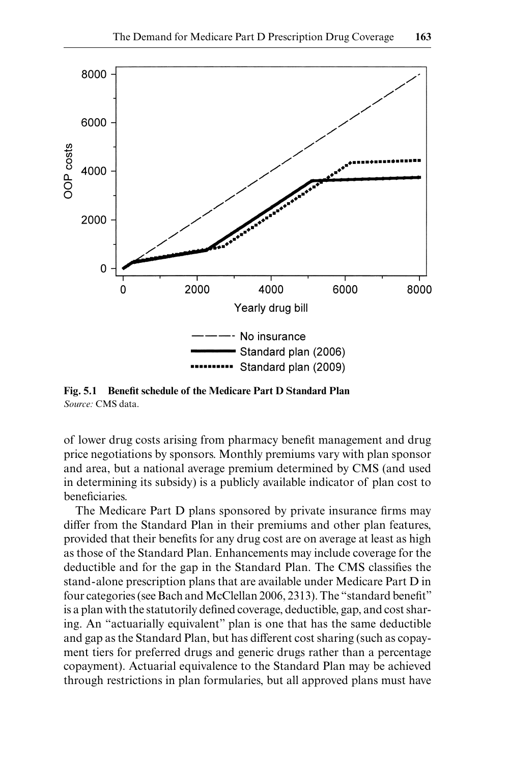Fig. 5.1 **Benefit schedule of the Medicare Part D Standard Plan**
*Source:* CMS data.

of lower drug costs arising from pharmacy benefit management and drug price negotiations by sponsors. Monthly premiums vary with plan sponsor and area, but a national average premium determined by CMS (and used in determining its subsidy) is a publicly available indicator of plan cost to beneficiaries.

The Medicare Part D plans sponsored by private insurance firms may differ from the Standard Plan in their premiums and other plan features, provided that their benefits for any drug cost are on average at least as high as those of the Standard Plan. Enhancements may include coverage for the deductible and for the gap in the Standard Plan. The CMS classifies the stand-alone prescription plans that are available under Medicare Part D in four categories (see Bach and McClellan 2006, 2313). The "standard benefit" is a plan with the statutorily defined coverage, deductible, gap, and cost sharing. An "actuarially equivalent" plan is one that has the same deductible and gap as the Standard Plan, but has different cost sharing (such as copayment tiers for preferred drugs and generic drugs rather than a percentage copayment). Actuarial equivalence to the Standard Plan may be achieved through restrictions in plan formularies, but all approved plans must have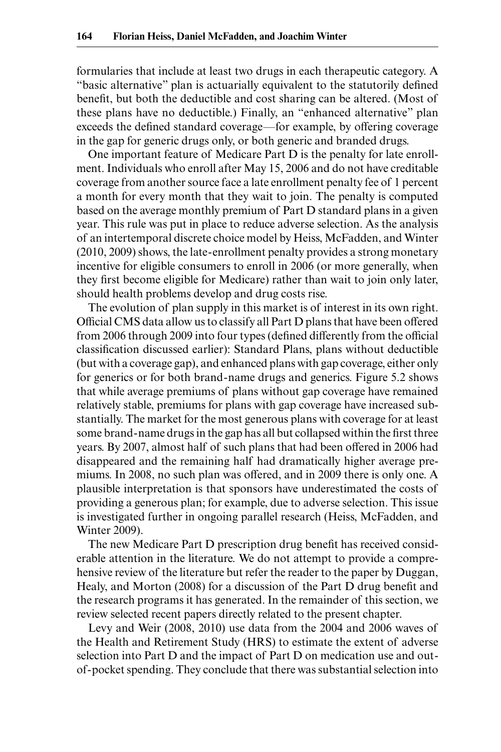formularies that include at least two drugs in each therapeutic category. A "basic alternative" plan is actuarially equivalent to the statutorily defined benefit, but both the deductible and cost sharing can be altered. (Most of these plans have no deductible.) Finally, an "enhanced alternative" plan exceeds the defined standard coverage—for example, by offering coverage in the gap for generic drugs only, or both generic and branded drugs.

One important feature of Medicare Part D is the penalty for late enrollment. Individuals who enroll after May 15, 2006 and do not have creditable coverage from another source face a late enrollment penalty fee of 1 percent a month for every month that they wait to join. The penalty is computed based on the average monthly premium of Part D standard plans in a given year. This rule was put in place to reduce adverse selection. As the analysis of an intertemporal discrete choice model by Heiss, McFadden, and Winter (2010, 2009) shows, the late-enrollment penalty provides a strong monetary incentive for eligible consumers to enroll in 2006 (or more generally, when they first become eligible for Medicare) rather than wait to join only later, should health problems develop and drug costs rise.

The evolution of plan supply in this market is of interest in its own right. Official CMS data allow us to classify all Part D plans that have been offered from 2006 through 2009 into four types (defined differently from the official classification discussed earlier): Standard Plans, plans without deductible (but with a coverage gap), and enhanced plans with gap coverage, either only for generics or for both brand-name drugs and generics. Figure 5.2 shows that while average premiums of plans without gap coverage have remained relatively stable, premiums for plans with gap coverage have increased substantially. The market for the most generous plans with coverage for at least some brand-name drugs in the gap has all but collapsed within the first three years. By 2007, almost half of such plans that had been offered in 2006 had disappeared and the remaining half had dramatically higher average premiums. In 2008, no such plan was offered, and in 2009 there is only one. A plausible interpretation is that sponsors have underestimated the costs of providing a generous plan; for example, due to adverse selection. This issue is investigated further in ongoing parallel research (Heiss, McFadden, and Winter 2009).

The new Medicare Part D prescription drug benefit has received considerable attention in the literature. We do not attempt to provide a comprehensive review of the literature but refer the reader to the paper by Duggan, Healy, and Morton (2008) for a discussion of the Part D drug benefit and the research programs it has generated. In the remainder of this section, we review selected recent papers directly related to the present chapter.

Levy and Weir (2008, 2010) use data from the 2004 and 2006 waves of the Health and Retirement Study (HRS) to estimate the extent of adverse selection into Part D and the impact of Part D on medication use and out-of-pocket spending. They conclude that there was substantial selection into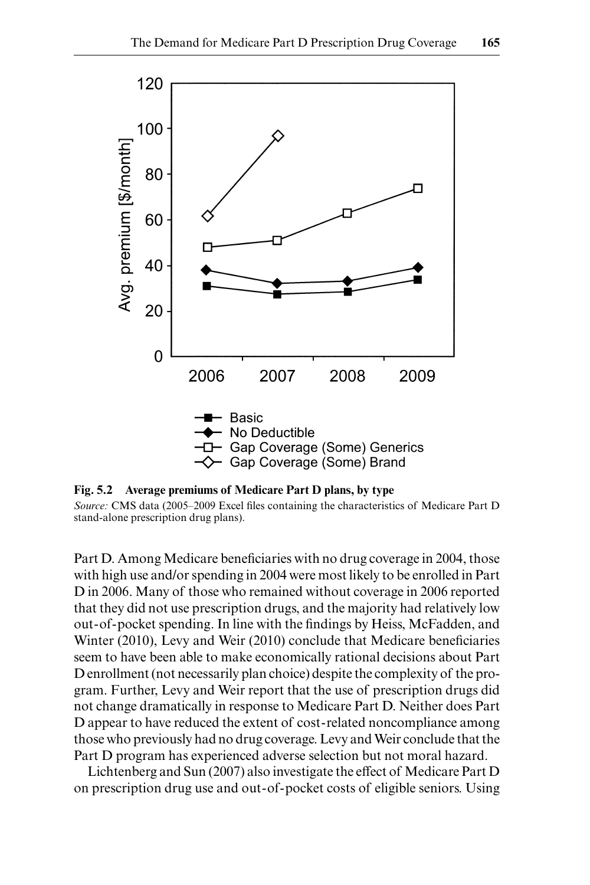**Fig. 5.2 Average premiums of Medicare Part D plans, by type**

*Source:* CMS data (2005–2009 Excel files containing the characteristics of Medicare Part D stand-alone prescription drug plans).

Part D. Among Medicare beneficiaries with no drug coverage in 2004, those with high use and/or spending in 2004 were most likely to be enrolled in Part D in 2006. Many of those who remained without coverage in 2006 reported that they did not use prescription drugs, and the majority had relatively low out-of-pocket spending. In line with the findings by Heiss, McFadden, and Winter (2010), Levy and Weir (2010) conclude that Medicare beneficiaries seem to have been able to make economically rational decisions about Part D enrollment (not necessarily plan choice) despite the complexity of the program. Further, Levy and Weir report that the use of prescription drugs did not change dramatically in response to Medicare Part D. Neither does Part D appear to have reduced the extent of cost-related noncompliance among those who previously had no drug coverage. Levy and Weir conclude that the Part D program has experienced adverse selection but not moral hazard.

Lichtenberg and Sun (2007) also investigate the effect of Medicare Part D on prescription drug use and out-of-pocket costs of eligible seniors. Using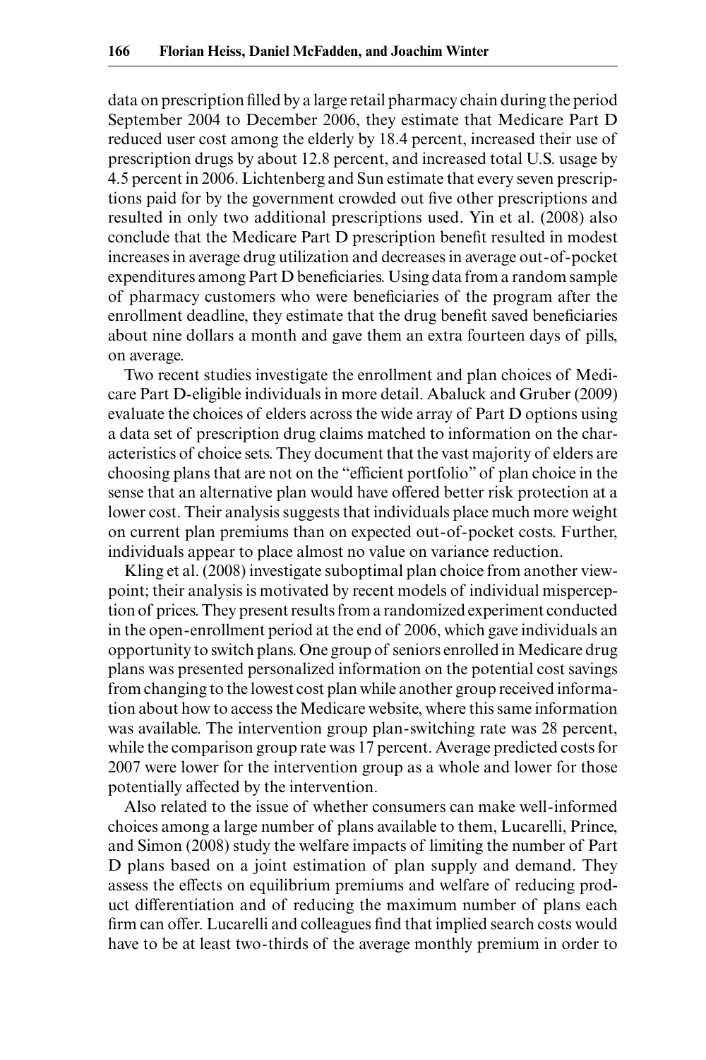data on prescription filled by a large retail pharmacy chain during the period September 2004 to December 2006, they estimate that Medicare Part D reduced user cost among the elderly by 18.4 percent, increased their use of prescription drugs by about 12.8 percent, and increased total U.S. usage by 4.5 percent in 2006. Lichtenberg and Sun estimate that every seven prescriptions paid for by the government crowded out five other prescriptions and resulted in only two additional prescriptions used. Yin et al. (2008) also conclude that the Medicare Part D prescription benefit resulted in modest increases in average drug utilization and decreases in average out-of-pocket expenditures among Part D beneficiaries. Using data from a random sample of pharmacy customers who were beneficiaries of the program after the enrollment deadline, they estimate that the drug benefit saved beneficiaries about nine dollars a month and gave them an extra fourteen days of pills, on average.

Two recent studies investigate the enrollment and plan choices of Medicare Part D-eligible individuals in more detail. Abaluck and Gruber (2009) evaluate the choices of elders across the wide array of Part D options using a data set of prescription drug claims matched to information on the characteristics of choice sets. They document that the vast majority of elders are choosing plans that are not on the "efficient portfolio" of plan choice in the sense that an alternative plan would have offered better risk protection at a lower cost. Their analysis suggests that individuals place much more weight on current plan premiums than on expected out-of-pocket costs. Further, individuals appear to place almost no value on variance reduction.

Kling et al. (2008) investigate suboptimal plan choice from another viewpoint; their analysis is motivated by recent models of individual misperception of prices. They present results from a randomized experiment conducted in the open-enrollment period at the end of 2006, which gave individuals an opportunity to switch plans. One group of seniors enrolled in Medicare drug plans was presented personalized information on the potential cost savings from changing to the lowest cost plan while another group received information about how to access the Medicare website, where this same information was available. The intervention group plan-switching rate was 28 percent, while the comparison group rate was 17 percent. Average predicted costs for 2007 were lower for the intervention group as a whole and lower for those potentially affected by the intervention.

Also related to the issue of whether consumers can make well-informed choices among a large number of plans available to them, Lucarelli, Prince, and Simon (2008) study the welfare impacts of limiting the number of Part D plans based on a joint estimation of plan supply and demand. They assess the effects on equilibrium premiums and welfare of reducing product differentiation and of reducing the maximum number of plans each firm can offer. Lucarelli and colleagues find that implied search costs would have to be at least two-thirds of the average monthly premium in order to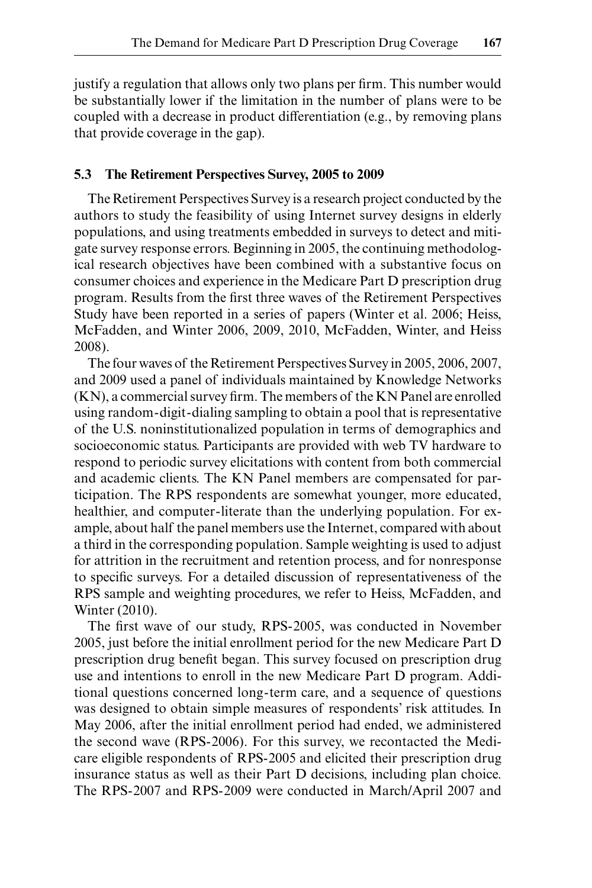justify a regulation that allows only two plans per firm. This number would be substantially lower if the limitation in the number of plans were to be coupled with a decrease in product differentiation (e.g., by removing plans that provide coverage in the gap).

### 5.3 The Retirement Perspectives Survey, 2005 to 2009

The Retirement Perspectives Survey is a research project conducted by the authors to study the feasibility of using Internet survey designs in elderly populations, and using treatments embedded in surveys to detect and mitigate survey response errors. Beginning in 2005, the continuing methodological research objectives have been combined with a substantive focus on consumer choices and experience in the Medicare Part D prescription drug program. Results from the first three waves of the Retirement Perspectives Study have been reported in a series of papers (Winter et al. 2006; Heiss, McFadden, and Winter 2006, 2009, 2010, McFadden, Winter, and Heiss 2008).

The four waves of the Retirement Perspectives Survey in 2005, 2006, 2007, and 2009 used a panel of individuals maintained by Knowledge Networks (KN), a commercial survey firm. The members of the KN Panel are enrolled using random-digit-dialing sampling to obtain a pool that is representative of the U.S. noninstitutionalized population in terms of demographics and socioeconomic status. Participants are provided with web TV hardware to respond to periodic survey elicitations with content from both commercial and academic clients. The KN Panel members are compensated for participation. The RPS respondents are somewhat younger, more educated, healthier, and computer-literate than the underlying population. For example, about half the panel members use the Internet, compared with about a third in the corresponding population. Sample weighting is used to adjust for attrition in the recruitment and retention process, and for nonresponse to specific surveys. For a detailed discussion of representativeness of the RPS sample and weighting procedures, we refer to Heiss, McFadden, and Winter (2010).

The first wave of our study, RPS-2005, was conducted in November 2005, just before the initial enrollment period for the new Medicare Part D prescription drug benefit began. This survey focused on prescription drug use and intentions to enroll in the new Medicare Part D program. Additional questions concerned long-term care, and a sequence of questions was designed to obtain simple measures of respondents' risk attitudes. In May 2006, after the initial enrollment period had ended, we administered the second wave (RPS-2006). For this survey, we recontacted the Medicare eligible respondents of RPS-2005 and elicited their prescription drug insurance status as well as their Part D decisions, including plan choice. The RPS-2007 and RPS-2009 were conducted in March/April 2007 and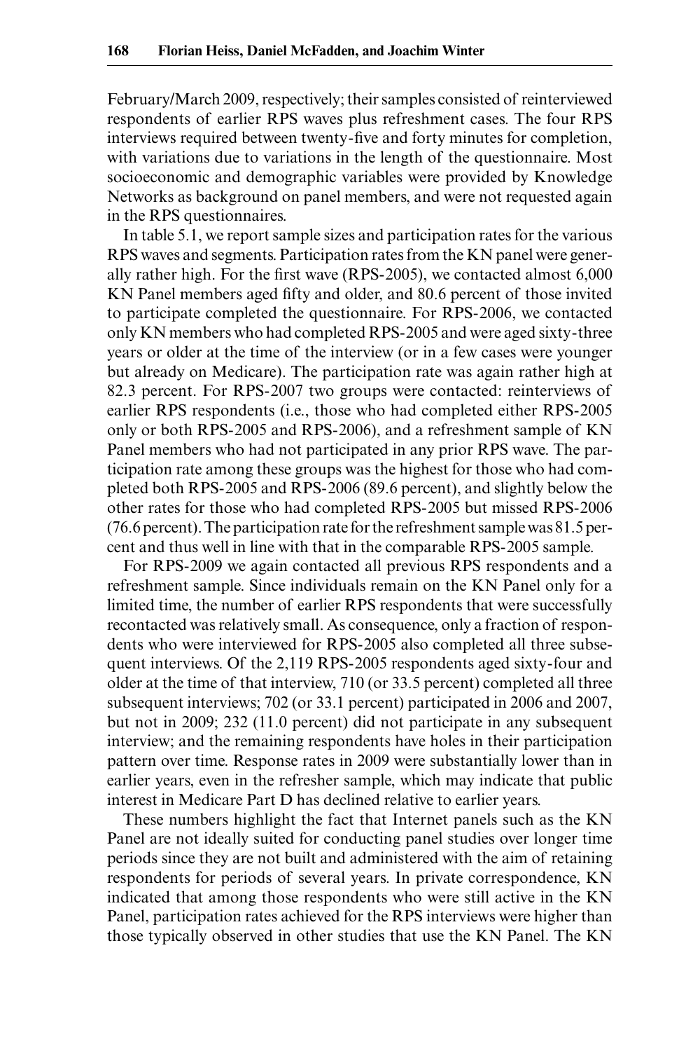February/March 2009, respectively; their samples consisted of reinterviewed respondents of earlier RPS waves plus refreshment cases. The four RPS interviews required between twenty-five and forty minutes for completion, with variations due to variations in the length of the questionnaire. Most socioeconomic and demographic variables were provided by Knowledge Networks as background on panel members, and were not requested again in the RPS questionnaires.

In table 5.1, we report sample sizes and participation rates for the various RPS waves and segments. Participation rates from the KN panel were generally rather high. For the first wave (RPS-2005), we contacted almost 6,000 KN Panel members aged fifty and older, and 80.6 percent of those invited to participate completed the questionnaire. For RPS-2006, we contacted only KN members who had completed RPS-2005 and were aged sixty-three years or older at the time of the interview (or in a few cases were younger but already on Medicare). The participation rate was again rather high at 82.3 percent. For RPS-2007 two groups were contacted: reinterviews of earlier RPS respondents (i.e., those who had completed either RPS-2005 only or both RPS-2005 and RPS-2006), and a refreshment sample of KN Panel members who had not participated in any prior RPS wave. The participation rate among these groups was the highest for those who had completed both RPS-2005 and RPS-2006 (89.6 percent), and slightly below the other rates for those who had completed RPS-2005 but missed RPS-2006 (76.6 percent). The participation rate for the refreshment sample was 81.5 percent and thus well in line with that in the comparable RPS-2005 sample.

For RPS-2009 we again contacted all previous RPS respondents and a refreshment sample. Since individuals remain on the KN Panel only for a limited time, the number of earlier RPS respondents that were successfully recontacted was relatively small. As consequence, only a fraction of respondents who were interviewed for RPS-2005 also completed all three subsequent interviews. Of the 2,119 RPS-2005 respondents aged sixty-four and older at the time of that interview, 710 (or 33.5 percent) completed all three subsequent interviews; 702 (or 33.1 percent) participated in 2006 and 2007, but not in 2009; 232 (11.0 percent) did not participate in any subsequent interview; and the remaining respondents have holes in their participation pattern over time. Response rates in 2009 were substantially lower than in earlier years, even in the refresher sample, which may indicate that public interest in Medicare Part D has declined relative to earlier years.

These numbers highlight the fact that Internet panels such as the KN Panel are not ideally suited for conducting panel studies over longer time periods since they are not built and administered with the aim of retaining respondents for periods of several years. In private correspondence, KN indicated that among those respondents who were still active in the KN Panel, participation rates achieved for the RPS interviews were higher than those typically observed in other studies that use the KN Panel. The KN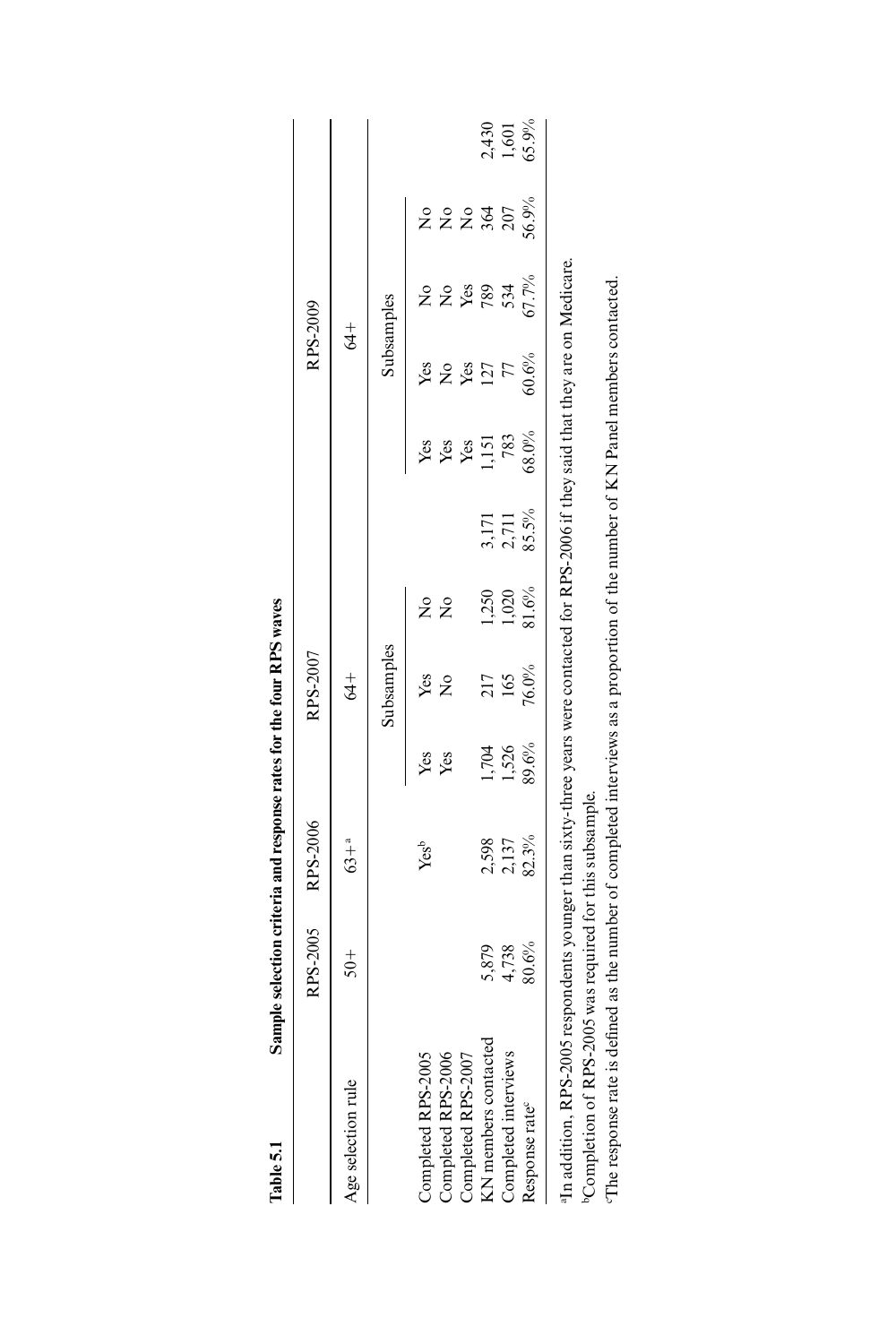**Table 5.1 Sample selection criteria and response rates for the four RPS waves**

| | RPS-2005 | RPS-2006 | RPS-2007 | | | | RPS-2009 | | | | |
|---|---|---|---|---|---|---|---|---|---|---|---|
| Age selection rule | 50+ | 63+[a] | 64+ | | | | 64+ | | | | |
| | | | Subsamples | | | | Subsamples | | | | |
| Completed RPS-2005 | | Yes[b] | Yes | Yes | No | | Yes | Yes | No | No | |
| Completed RPS-2006 | | | Yes | No | No | | Yes | No | No | No | |
| Completed RPS-2007 | | | | | | | Yes | Yes | Yes | No | |
| KN members contacted | 5,879 | 2,598 | 1,704 | 217 | 1,250 | 3,171 | 1,151 | 127 | 789 | 364 | 2,430 |
| Completed interviews | 4,738 | 2,137 | 1,526 | 165 | 1,020 | 2,711 | 783 | 77 | 534 | 207 | 1,601 |
| Response rate[c] | 80.6% | 82.3% | 89.6% | 76.0% | 81.6% | 85.5% | 68.0% | 60.6% | 67.7% | 56.9% | 65.9% |

[a]In addition, RPS-2005 respondents younger than sixty-three years were contacted for RPS-2006 if they said that they are on Medicare.

[b]Completion of RPS-2005 was required for this subsample.

[c]The response rate is defined as the number of completed interviews as a proportion of the number of KN Panel members contacted.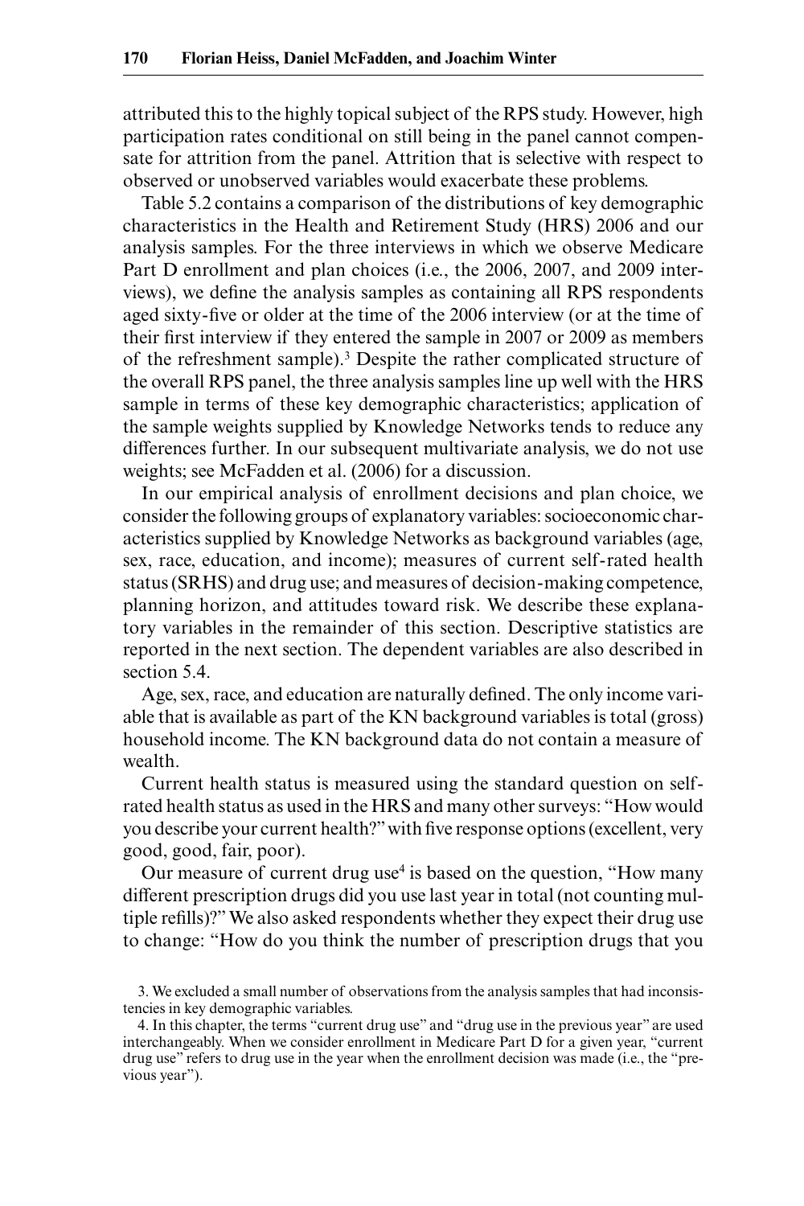attributed this to the highly topical subject of the RPS study. However, high participation rates conditional on still being in the panel cannot compensate for attrition from the panel. Attrition that is selective with respect to observed or unobserved variables would exacerbate these problems.

Table 5.2 contains a comparison of the distributions of key demographic characteristics in the Health and Retirement Study (HRS) 2006 and our analysis samples. For the three interviews in which we observe Medicare Part D enrollment and plan choices (i.e., the 2006, 2007, and 2009 interviews), we define the analysis samples as containing all RPS respondents aged sixty-five or older at the time of the 2006 interview (or at the time of their first interview if they entered the sample in 2007 or 2009 as members of the refreshment sample).[3] Despite the rather complicated structure of the overall RPS panel, the three analysis samples line up well with the HRS sample in terms of these key demographic characteristics; application of the sample weights supplied by Knowledge Networks tends to reduce any differences further. In our subsequent multivariate analysis, we do not use weights; see McFadden et al. (2006) for a discussion.

In our empirical analysis of enrollment decisions and plan choice, we consider the following groups of explanatory variables: socioeconomic characteristics supplied by Knowledge Networks as background variables (age, sex, race, education, and income); measures of current self-rated health status (SRHS) and drug use; and measures of decision-making competence, planning horizon, and attitudes toward risk. We describe these explanatory variables in the remainder of this section. Descriptive statistics are reported in the next section. The dependent variables are also described in section 5.4.

Age, sex, race, and education are naturally defined. The only income variable that is available as part of the KN background variables is total (gross) household income. The KN background data do not contain a measure of wealth.

Current health status is measured using the standard question on self-rated health status as used in the HRS and many other surveys: "How would you describe your current health?" with five response options (excellent, very good, good, fair, poor).

Our measure of current drug use[4] is based on the question, "How many different prescription drugs did you use last year in total (not counting multiple refills)?" We also asked respondents whether they expect their drug use to change: "How do you think the number of prescription drugs that you

3. We excluded a small number of observations from the analysis samples that had inconsistencies in key demographic variables.

4. In this chapter, the terms "current drug use" and "drug use in the previous year" are used interchangeably. When we consider enrollment in Medicare Part D for a given year, "current drug use" refers to drug use in the year when the enrollment decision was made (i.e., the "previous year").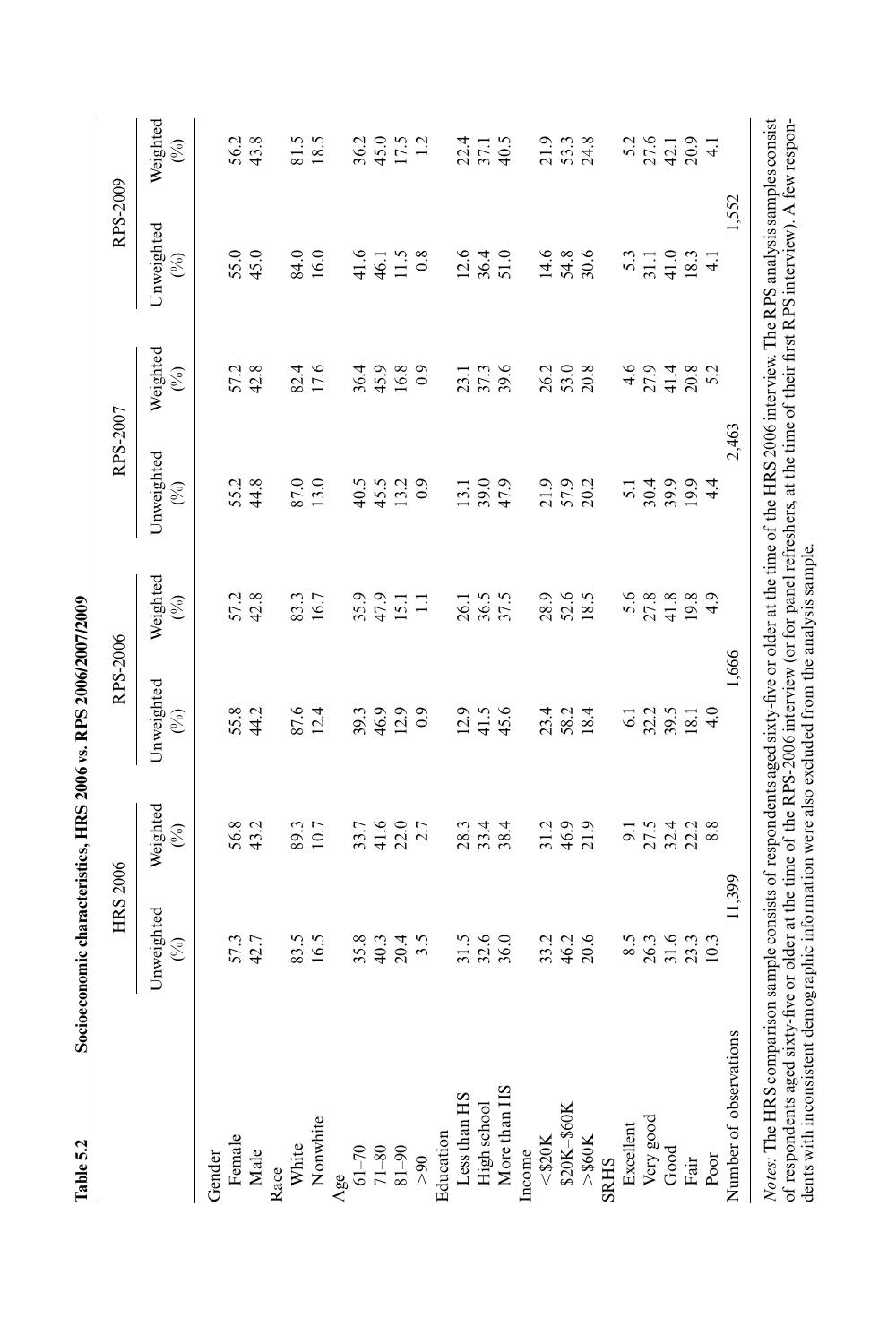**Table 5.2 Socioeconomic characteristics, HRS 2006 vs. RPS 2006/2007/2009**

| | HRS 2006 | | RPS-2006 | | RPS-2007 | | RPS-2009 | |
|---|---|---|---|---|---|---|---|---|
| | Unweighted (%) | Weighted (%) | Unweighted (%) | Weighted (%) | Unweighted (%) | Weighted (%) | Unweighted (%) | Weighted (%) |
| Gender | | | | | | | | |
| Female | 57.3 | 56.8 | 55.8 | 57.2 | 55.2 | 57.2 | 55.0 | 56.2 |
| Male | 42.7 | 43.2 | 44.2 | 42.8 | 44.8 | 42.8 | 45.0 | 43.8 |
| Race | | | | | | | | |
| White | 83.5 | 89.3 | 87.6 | 83.3 | 87.0 | 82.4 | 84.0 | 81.5 |
| Nonwhite | 16.5 | 10.7 | 12.4 | 16.7 | 13.0 | 17.6 | 16.0 | 18.5 |
| Age | | | | | | | | |
| 61–70 | 35.8 | 33.7 | 39.3 | 35.9 | 40.5 | 36.4 | 41.6 | 36.2 |
| 71–80 | 40.3 | 41.6 | 46.9 | 47.9 | 45.5 | 45.9 | 46.1 | 45.0 |
| 81–90 | 20.4 | 22.0 | 12.9 | 15.1 | 13.2 | 16.8 | 11.5 | 17.5 |
| >90 | 3.5 | 2.7 | 0.9 | 1.1 | 0.9 | 0.9 | 0.8 | 1.2 |
| Education | | | | | | | | |
| Less than HS | 31.5 | 28.3 | 12.9 | 26.1 | 13.1 | 23.1 | 12.6 | 22.4 |
| High school | 32.6 | 33.4 | 41.5 | 36.5 | 39.0 | 37.3 | 36.4 | 37.1 |
| More than HS | 36.0 | 38.4 | 45.6 | 37.5 | 47.9 | 39.6 | 51.0 | 40.5 |
| Income | | | | | | | | |
| <$20K | 33.2 | 31.2 | 23.4 | 28.9 | 21.9 | 26.2 | 14.6 | 21.9 |
| $20K–$60K | 46.2 | 46.9 | 58.2 | 52.6 | 57.9 | 53.0 | 54.8 | 53.3 |
| >$60K | 20.6 | 21.9 | 18.4 | 18.5 | 20.2 | 20.8 | 30.6 | 24.8 |
| SRHS | | | | | | | | |
| Excellent | 8.5 | 9.1 | 6.1 | 5.6 | 5.1 | 4.6 | 5.3 | 5.2 |
| Very good | 26.3 | 27.5 | 32.2 | 27.8 | 30.4 | 27.9 | 31.1 | 27.6 |
| Good | 31.6 | 32.4 | 39.5 | 41.8 | 39.9 | 41.4 | 41.0 | 42.1 |
| Fair | 23.3 | 22.2 | 18.1 | 19.8 | 19.9 | 20.8 | 18.3 | 20.9 |
| Poor | 10.3 | 8.8 | 4.0 | 4.9 | 4.4 | 5.2 | 4.1 | 4.1 |
| Number of observations | 11,399 | | 1,666 | | 2,463 | | 1,552 | |

*Notes:* The HRS comparison sample consists of respondents aged sixty-five or older at the time of the HRS 2006 interview. The RPS analysis samples consist of respondents aged sixty-five or older at the time of the RPS-2006 interview (or for panel refreshers, at the time of their first RPS interview). A few respondents with inconsistent demographic information were also excluded from the analysis sample.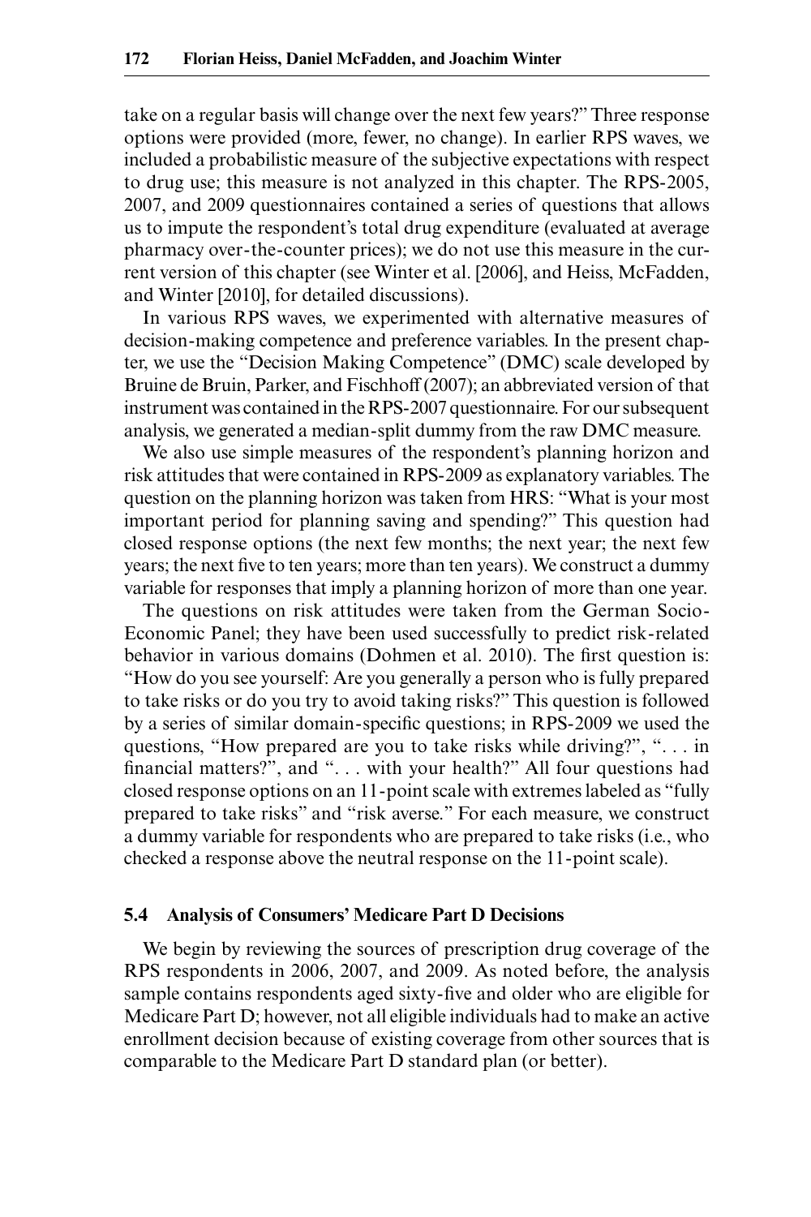take on a regular basis will change over the next few years?" Three response options were provided (more, fewer, no change). In earlier RPS waves, we included a probabilistic measure of the subjective expectations with respect to drug use; this measure is not analyzed in this chapter. The RPS-2005, 2007, and 2009 questionnaires contained a series of questions that allows us to impute the respondent's total drug expenditure (evaluated at average pharmacy over-the-counter prices); we do not use this measure in the current version of this chapter (see Winter et al. [2006], and Heiss, McFadden, and Winter [2010], for detailed discussions).

In various RPS waves, we experimented with alternative measures of decision-making competence and preference variables. In the present chapter, we use the "Decision Making Competence" (DMC) scale developed by Bruine de Bruin, Parker, and Fischhoff (2007); an abbreviated version of that instrument was contained in the RPS-2007 questionnaire. For our subsequent analysis, we generated a median-split dummy from the raw DMC measure.

We also use simple measures of the respondent's planning horizon and risk attitudes that were contained in RPS-2009 as explanatory variables. The question on the planning horizon was taken from HRS: "What is your most important period for planning saving and spending?" This question had closed response options (the next few months; the next year; the next few years; the next five to ten years; more than ten years). We construct a dummy variable for responses that imply a planning horizon of more than one year.

The questions on risk attitudes were taken from the German Socio-Economic Panel; they have been used successfully to predict risk-related behavior in various domains (Dohmen et al. 2010). The first question is: "How do you see yourself: Are you generally a person who is fully prepared to take risks or do you try to avoid taking risks?" This question is followed by a series of similar domain-specific questions; in RPS-2009 we used the questions, "How prepared are you to take risks while driving?", ". . . in financial matters?", and ". . . with your health?" All four questions had closed response options on an 11-point scale with extremes labeled as "fully prepared to take risks" and "risk averse." For each measure, we construct a dummy variable for respondents who are prepared to take risks (i.e., who checked a response above the neutral response on the 11-point scale).

## 5.4 Analysis of Consumers' Medicare Part D Decisions

We begin by reviewing the sources of prescription drug coverage of the RPS respondents in 2006, 2007, and 2009. As noted before, the analysis sample contains respondents aged sixty-five and older who are eligible for Medicare Part D; however, not all eligible individuals had to make an active enrollment decision because of existing coverage from other sources that is comparable to the Medicare Part D standard plan (or better).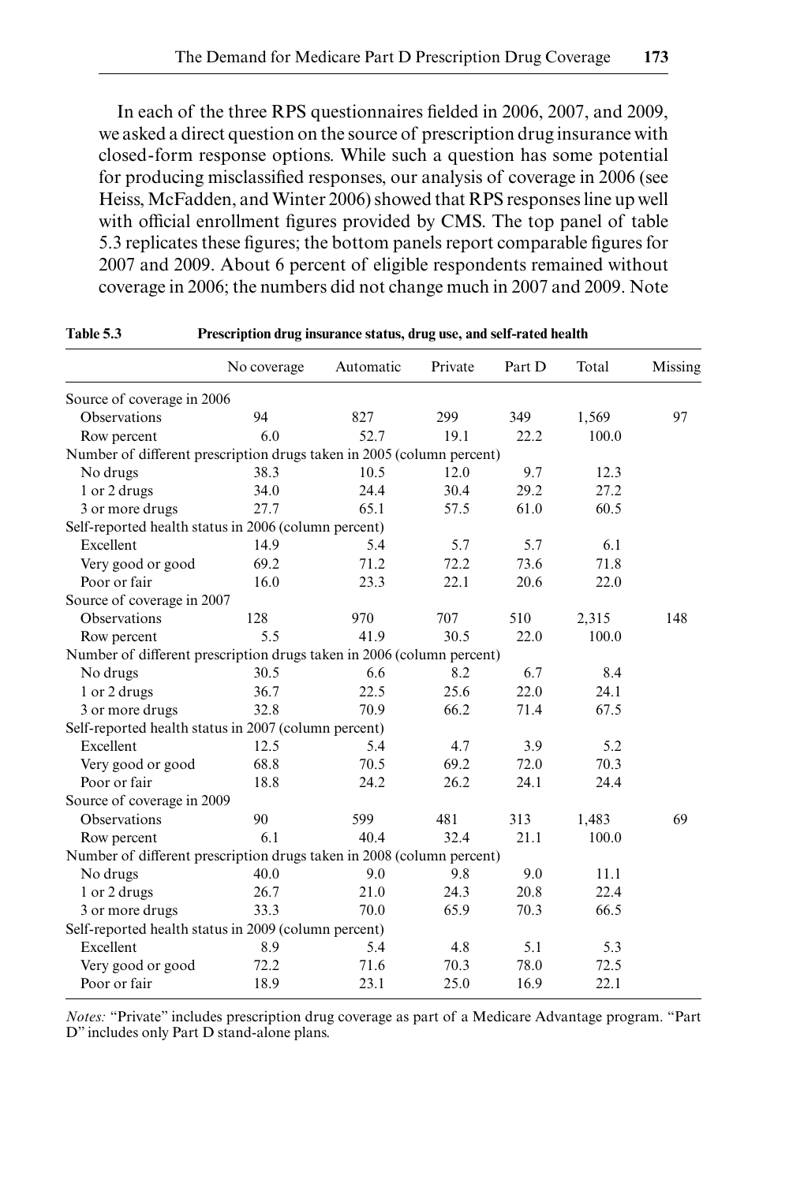In each of the three RPS questionnaires fielded in 2006, 2007, and 2009, we asked a direct question on the source of prescription drug insurance with closed-form response options. While such a question has some potential for producing misclassified responses, our analysis of coverage in 2006 (see Heiss, McFadden, and Winter 2006) showed that RPS responses line up well with official enrollment figures provided by CMS. The top panel of table 5.3 replicates these figures; the bottom panels report comparable figures for 2007 and 2009. About 6 percent of eligible respondents remained without coverage in 2006; the numbers did not change much in 2007 and 2009. Note

**Table 5.3 Prescription drug insurance status, drug use, and self-rated health**

| | No coverage | Automatic | Private | Part D | Total | Missing |
|---|---|---|---|---|---|---|
| Source of coverage in 2006 | | | | | | |
| Observations | 94 | 827 | 299 | 349 | 1,569 | 97 |
| Row percent | 6.0 | 52.7 | 19.1 | 22.2 | 100.0 | |
| Number of different prescription drugs taken in 2005 (column percent) | | | | | | |
| No drugs | 38.3 | 10.5 | 12.0 | 9.7 | 12.3 | |
| 1 or 2 drugs | 34.0 | 24.4 | 30.4 | 29.2 | 27.2 | |
| 3 or more drugs | 27.7 | 65.1 | 57.5 | 61.0 | 60.5 | |
| Self-reported health status in 2006 (column percent) | | | | | | |
| Excellent | 14.9 | 5.4 | 5.7 | 5.7 | 6.1 | |
| Very good or good | 69.2 | 71.2 | 72.2 | 73.6 | 71.8 | |
| Poor or fair | 16.0 | 23.3 | 22.1 | 20.6 | 22.0 | |
| Source of coverage in 2007 | | | | | | |
| Observations | 128 | 970 | 707 | 510 | 2,315 | 148 |
| Row percent | 5.5 | 41.9 | 30.5 | 22.0 | 100.0 | |
| Number of different prescription drugs taken in 2006 (column percent) | | | | | | |
| No drugs | 30.5 | 6.6 | 8.2 | 6.7 | 8.4 | |
| 1 or 2 drugs | 36.7 | 22.5 | 25.6 | 22.0 | 24.1 | |
| 3 or more drugs | 32.8 | 70.9 | 66.2 | 71.4 | 67.5 | |
| Self-reported health status in 2007 (column percent) | | | | | | |
| Excellent | 12.5 | 5.4 | 4.7 | 3.9 | 5.2 | |
| Very good or good | 68.8 | 70.5 | 69.2 | 72.0 | 70.3 | |
| Poor or fair | 18.8 | 24.2 | 26.2 | 24.1 | 24.4 | |
| Source of coverage in 2009 | | | | | | |
| Observations | 90 | 599 | 481 | 313 | 1,483 | 69 |
| Row percent | 6.1 | 40.4 | 32.4 | 21.1 | 100.0 | |
| Number of different prescription drugs taken in 2008 (column percent) | | | | | | |
| No drugs | 40.0 | 9.0 | 9.8 | 9.0 | 11.1 | |
| 1 or 2 drugs | 26.7 | 21.0 | 24.3 | 20.8 | 22.4 | |
| 3 or more drugs | 33.3 | 70.0 | 65.9 | 70.3 | 66.5 | |
| Self-reported health status in 2009 (column percent) | | | | | | |
| Excellent | 8.9 | 5.4 | 4.8 | 5.1 | 5.3 | |
| Very good or good | 72.2 | 71.6 | 70.3 | 78.0 | 72.5 | |
| Poor or fair | 18.9 | 23.1 | 25.0 | 16.9 | 22.1 | |

*Notes:* "Private" includes prescription drug coverage as part of a Medicare Advantage program. "Part D" includes only Part D stand-alone plans.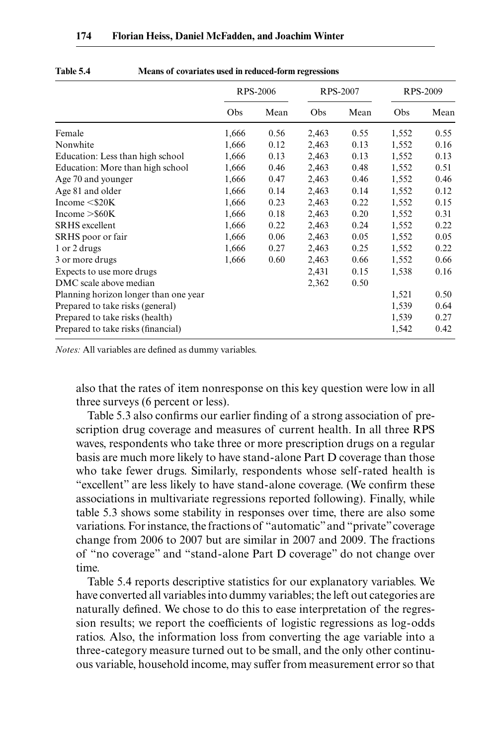**Table 5.4 Means of covariates used in reduced-form regressions**

| | RPS-2006 | | RPS-2007 | | RPS-2009 | |
|---|---|---|---|---|---|---|
| | Obs | Mean | Obs | Mean | Obs | Mean |
| Female | 1,666 | 0.56 | 2,463 | 0.55 | 1,552 | 0.55 |
| Nonwhite | 1,666 | 0.12 | 2,463 | 0.13 | 1,552 | 0.16 |
| Education: Less than high school | 1,666 | 0.13 | 2,463 | 0.13 | 1,552 | 0.13 |
| Education: More than high school | 1,666 | 0.46 | 2,463 | 0.48 | 1,552 | 0.51 |
| Age 70 and younger | 1,666 | 0.47 | 2,463 | 0.46 | 1,552 | 0.46 |
| Age 81 and older | 1,666 | 0.14 | 2,463 | 0.14 | 1,552 | 0.12 |
| Income <$20K | 1,666 | 0.23 | 2,463 | 0.22 | 1,552 | 0.15 |
| Income >$60K | 1,666 | 0.18 | 2,463 | 0.20 | 1,552 | 0.31 |
| SRHS excellent | 1,666 | 0.22 | 2,463 | 0.24 | 1,552 | 0.22 |
| SRHS poor or fair | 1,666 | 0.06 | 2,463 | 0.05 | 1,552 | 0.05 |
| 1 or 2 drugs | 1,666 | 0.27 | 2,463 | 0.25 | 1,552 | 0.22 |
| 3 or more drugs | 1,666 | 0.60 | 2,463 | 0.66 | 1,552 | 0.66 |
| Expects to use more drugs | | | 2,431 | 0.15 | 1,538 | 0.16 |
| DMC scale above median | | | 2,362 | 0.50 | | |
| Planning horizon longer than one year | | | | | 1,521 | 0.50 |
| Prepared to take risks (general) | | | | | 1,539 | 0.64 |
| Prepared to take risks (health) | | | | | 1,539 | 0.27 |
| Prepared to take risks (financial) | | | | | 1,542 | 0.42 |

*Notes:* All variables are defined as dummy variables.

also that the rates of item nonresponse on this key question were low in all three surveys (6 percent or less).

Table 5.3 also confirms our earlier finding of a strong association of prescription drug coverage and measures of current health. In all three RPS waves, respondents who take three or more prescription drugs on a regular basis are much more likely to have stand-alone Part D coverage than those who take fewer drugs. Similarly, respondents whose self-rated health is "excellent" are less likely to have stand-alone coverage. (We confirm these associations in multivariate regressions reported following). Finally, while table 5.3 shows some stability in responses over time, there are also some variations. For instance, the fractions of "automatic" and "private" coverage change from 2006 to 2007 but are similar in 2007 and 2009. The fractions of "no coverage" and "stand-alone Part D coverage" do not change over time.

Table 5.4 reports descriptive statistics for our explanatory variables. We have converted all variables into dummy variables; the left out categories are naturally defined. We chose to do this to ease interpretation of the regression results; we report the coefficients of logistic regressions as log-odds ratios. Also, the information loss from converting the age variable into a three-category measure turned out to be small, and the only other continuous variable, household income, may suffer from measurement error so that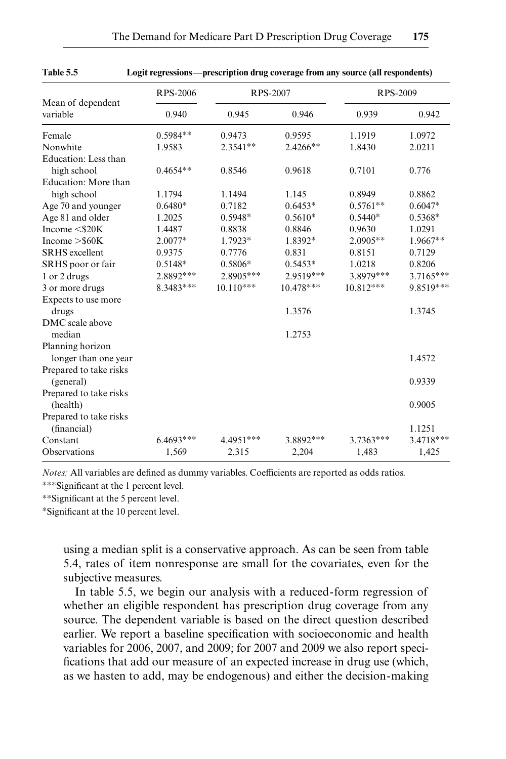**Table 5.5 Logit regressions—prescription drug coverage from any source (all respondents)**

| | RPS-2006 | RPS-2007 | | RPS-2009 | |
|---|---|---|---|---|---|
| Mean of dependent variable | 0.940 | 0.945 | 0.946 | 0.939 | 0.942 |
| Female | 0.5984** | 0.9473 | 0.9595 | 1.1919 | 1.0972 |
| Nonwhite | 1.9583 | 2.3541** | 2.4266** | 1.8430 | 2.0211 |
| Education: Less than high school | 0.4654** | 0.8546 | 0.9618 | 0.7101 | 0.776 |
| Education: More than high school | 1.1794 | 1.1494 | 1.145 | 0.8949 | 0.8862 |
| Age 70 and younger | 0.6480* | 0.7182 | 0.6453* | 0.5761** | 0.6047* |
| Age 81 and older | 1.2025 | 0.5948* | 0.5610* | 0.5440* | 0.5368* |
| Income <$20K | 1.4487 | 0.8838 | 0.8846 | 0.9630 | 1.0291 |
| Income >$60K | 2.0077* | 1.7923* | 1.8392* | 2.0905** | 1.9667** |
| SRHS excellent | 0.9375 | 0.7776 | 0.831 | 0.8151 | 0.7129 |
| SRHS poor or fair | 0.5148* | 0.5806* | 0.5453* | 1.0218 | 0.8206 |
| 1 or 2 drugs | 2.8892*** | 2.8905*** | 2.9519*** | 3.8979*** | 3.7165*** |
| 3 or more drugs | 8.3483*** | 10.110*** | 10.478*** | 10.812*** | 9.8519*** |
| Expects to use more drugs | | | 1.3576 | | 1.3745 |
| DMC scale above median | | | 1.2753 | | |
| Planning horizon longer than one year | | | | | 1.4572 |
| Prepared to take risks (general) | | | | | 0.9339 |
| Prepared to take risks (health) | | | | | 0.9005 |
| Prepared to take risks (financial) | | | | | 1.1251 |
| Constant | 6.4693*** | 4.4951*** | 3.8892*** | 3.7363*** | 3.4718*** |
| Observations | 1,569 | 2,315 | 2,204 | 1,483 | 1,425 |

*Notes:* All variables are defined as dummy variables. Coefficients are reported as odds ratios.

***Significant at the 1 percent level.

**Significant at the 5 percent level.

*Significant at the 10 percent level.

using a median split is a conservative approach. As can be seen from table 5.4, rates of item nonresponse are small for the covariates, even for the subjective measures.

In table 5.5, we begin our analysis with a reduced-form regression of whether an eligible respondent has prescription drug coverage from any source. The dependent variable is based on the direct question described earlier. We report a baseline specification with socioeconomic and health variables for 2006, 2007, and 2009; for 2007 and 2009 we also report specifications that add our measure of an expected increase in drug use (which, as we hasten to add, may be endogenous) and either the decision-making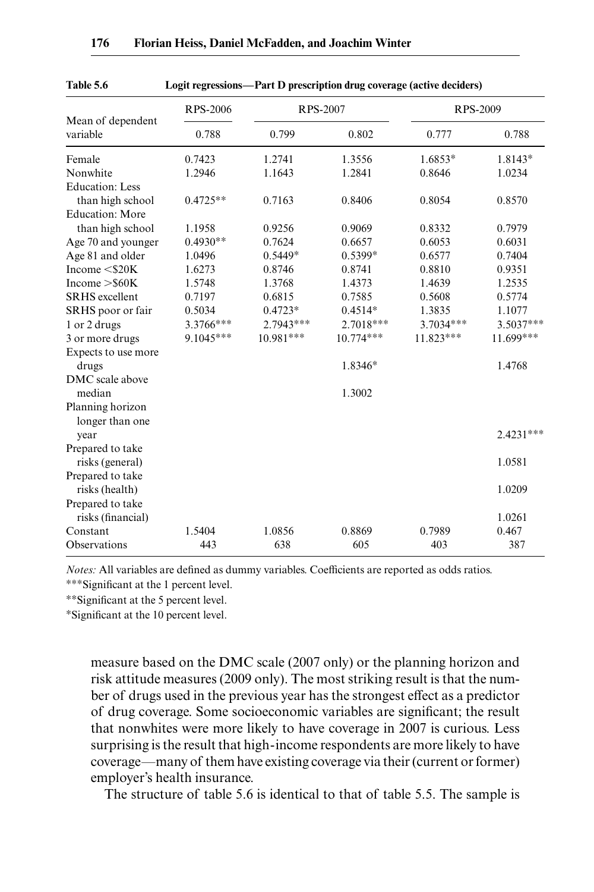**Table 5.6** Logit regressions—Part D prescription drug coverage (active deciders)

| Mean of dependent variable | RPS-2006 | RPS-2007 | | RPS-2009 | |
|---|---|---|---|---|---|
| | 0.788 | 0.799 | 0.802 | 0.777 | 0.788 |
| Female | 0.7423 | 1.2741 | 1.3556 | 1.6853* | 1.8143* |
| Nonwhite | 1.2946 | 1.1643 | 1.2841 | 0.8646 | 1.0234 |
| Education: Less than high school | 0.4725** | 0.7163 | 0.8406 | 0.8054 | 0.8570 |
| Education: More than high school | 1.1958 | 0.9256 | 0.9069 | 0.8332 | 0.7979 |
| Age 70 and younger | 0.4930** | 0.7624 | 0.6657 | 0.6053 | 0.6031 |
| Age 81 and older | 1.0496 | 0.5449* | 0.5399* | 0.6577 | 0.7404 |
| Income <$20K | 1.6273 | 0.8746 | 0.8741 | 0.8810 | 0.9351 |
| Income >$60K | 1.5748 | 1.3768 | 1.4373 | 1.4639 | 1.2535 |
| SRHS excellent | 0.7197 | 0.6815 | 0.7585 | 0.5608 | 0.5774 |
| SRHS poor or fair | 0.5034 | 0.4723* | 0.4514* | 1.3835 | 1.1077 |
| 1 or 2 drugs | 3.3766*** | 2.7943*** | 2.7018*** | 3.7034*** | 3.5037*** |
| 3 or more drugs | 9.1045*** | 10.981*** | 10.774*** | 11.823*** | 11.699*** |
| Expects to use more drugs | | | 1.8346* | | 1.4768 |
| DMC scale above median | | | 1.3002 | | |
| Planning horizon longer than one year | | | | | 2.4231*** |
| Prepared to take risks (general) | | | | | 1.0581 |
| Prepared to take risks (health) | | | | | 1.0209 |
| Prepared to take risks (financial) | | | | | 1.0261 |
| Constant | 1.5404 | 1.0856 | 0.8869 | 0.7989 | 0.467 |
| Observations | 443 | 638 | 605 | 403 | 387 |

*Notes:* All variables are defined as dummy variables. Coefficients are reported as odds ratios.

***Significant at the 1 percent level.

**Significant at the 5 percent level.

*Significant at the 10 percent level.

measure based on the DMC scale (2007 only) or the planning horizon and risk attitude measures (2009 only). The most striking result is that the number of drugs used in the previous year has the strongest effect as a predictor of drug coverage. Some socioeconomic variables are significant; the result that nonwhites were more likely to have coverage in 2007 is curious. Less surprising is the result that high-income respondents are more likely to have coverage—many of them have existing coverage via their (current or former) employer's health insurance.

The structure of table 5.6 is identical to that of table 5.5. The sample is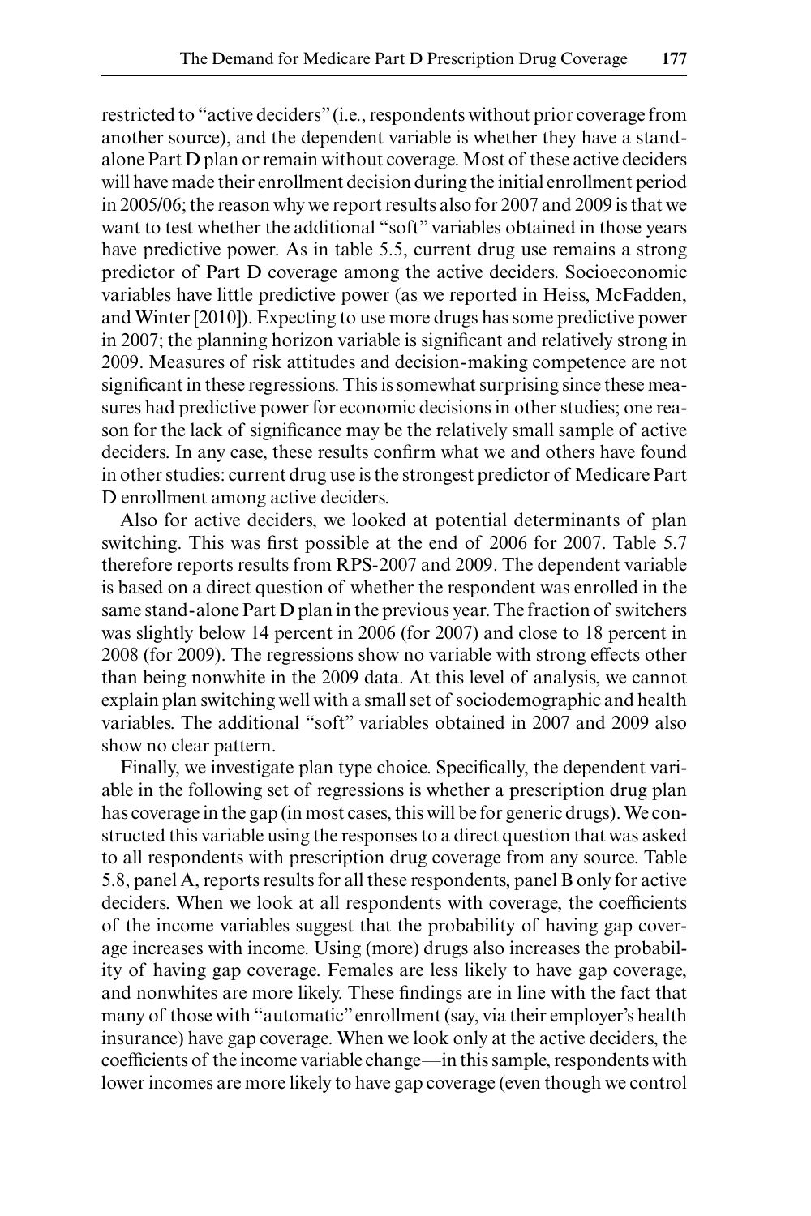restricted to "active deciders" (i.e., respondents without prior coverage from another source), and the dependent variable is whether they have a stand-alone Part D plan or remain without coverage. Most of these active deciders will have made their enrollment decision during the initial enrollment period in 2005/06; the reason why we report results also for 2007 and 2009 is that we want to test whether the additional "soft" variables obtained in those years have predictive power. As in table 5.5, current drug use remains a strong predictor of Part D coverage among the active deciders. Socioeconomic variables have little predictive power (as we reported in Heiss, McFadden, and Winter [2010]). Expecting to use more drugs has some predictive power in 2007; the planning horizon variable is significant and relatively strong in 2009. Measures of risk attitudes and decision-making competence are not significant in these regressions. This is somewhat surprising since these measures had predictive power for economic decisions in other studies; one reason for the lack of significance may be the relatively small sample of active deciders. In any case, these results confirm what we and others have found in other studies: current drug use is the strongest predictor of Medicare Part D enrollment among active deciders.

Also for active deciders, we looked at potential determinants of plan switching. This was first possible at the end of 2006 for 2007. Table 5.7 therefore reports results from RPS-2007 and 2009. The dependent variable is based on a direct question of whether the respondent was enrolled in the same stand-alone Part D plan in the previous year. The fraction of switchers was slightly below 14 percent in 2006 (for 2007) and close to 18 percent in 2008 (for 2009). The regressions show no variable with strong effects other than being nonwhite in the 2009 data. At this level of analysis, we cannot explain plan switching well with a small set of sociodemographic and health variables. The additional "soft" variables obtained in 2007 and 2009 also show no clear pattern.

Finally, we investigate plan type choice. Specifically, the dependent variable in the following set of regressions is whether a prescription drug plan has coverage in the gap (in most cases, this will be for generic drugs). We constructed this variable using the responses to a direct question that was asked to all respondents with prescription drug coverage from any source. Table 5.8, panel A, reports results for all these respondents, panel B only for active deciders. When we look at all respondents with coverage, the coefficients of the income variables suggest that the probability of having gap coverage increases with income. Using (more) drugs also increases the probability of having gap coverage. Females are less likely to have gap coverage, and nonwhites are more likely. These findings are in line with the fact that many of those with "automatic" enrollment (say, via their employer's health insurance) have gap coverage. When we look only at the active deciders, the coefficients of the income variable change—in this sample, respondents with lower incomes are more likely to have gap coverage (even though we control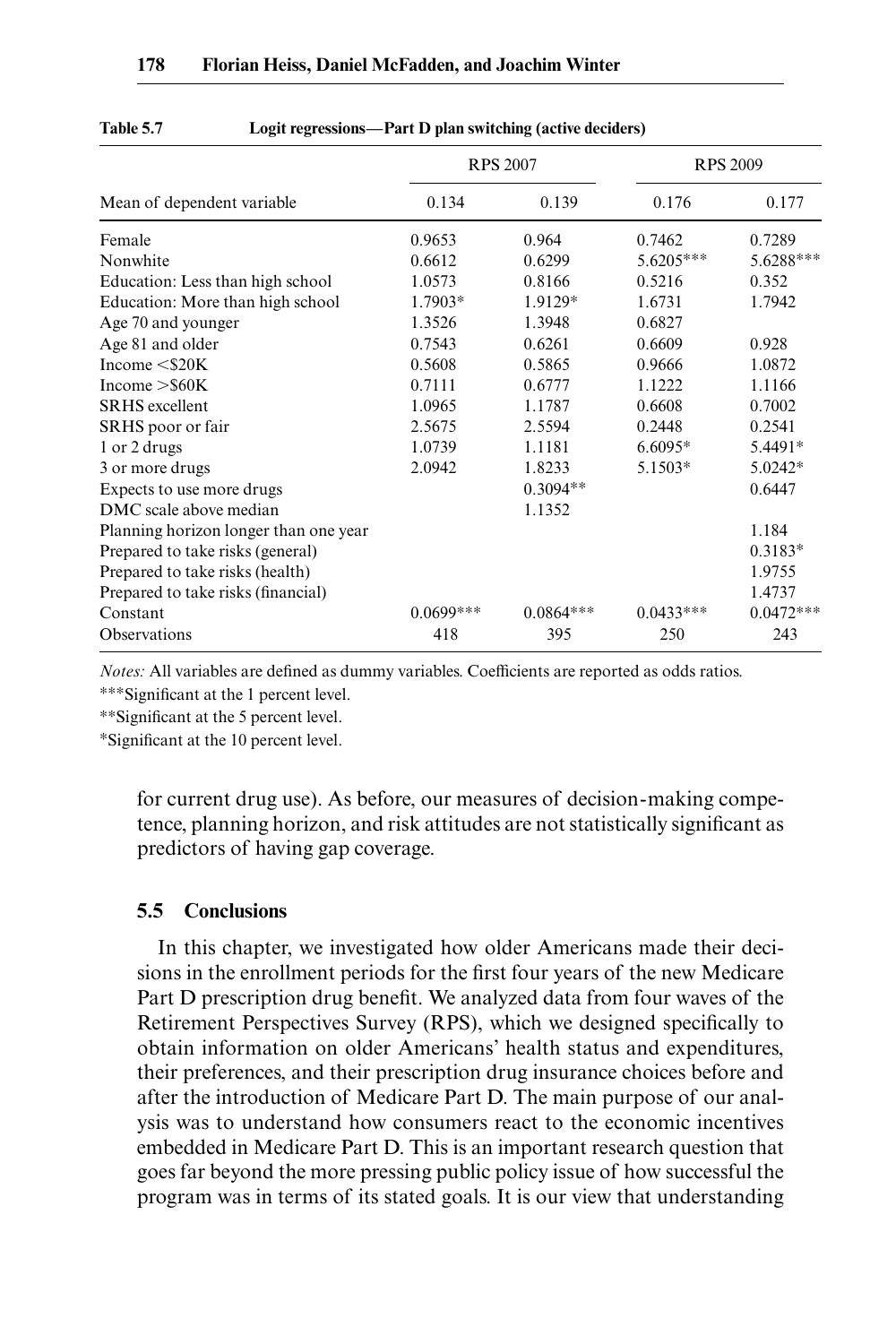**Table 5.7 Logit regressions—Part D plan switching (active deciders)**

| | RPS 2007 | | RPS 2009 | |
|---|---|---|---|---|
| Mean of dependent variable | 0.134 | 0.139 | 0.176 | 0.177 |
| Female | 0.9653 | 0.964 | 0.7462 | 0.7289 |
| Nonwhite | 0.6612 | 0.6299 | 5.6205*** | 5.6288*** |
| Education: Less than high school | 1.0573 | 0.8166 | 0.5216 | 0.352 |
| Education: More than high school | 1.7903* | 1.9129* | 1.6731 | 1.7942 |
| Age 70 and younger | 1.3526 | 1.3948 | 0.6827 | |
| Age 81 and older | 0.7543 | 0.6261 | 0.6609 | 0.928 |
| Income <$20K | 0.5608 | 0.5865 | 0.9666 | 1.0872 |
| Income >$60K | 0.7111 | 0.6777 | 1.1222 | 1.1166 |
| SRHS excellent | 1.0965 | 1.1787 | 0.6608 | 0.7002 |
| SRHS poor or fair | 2.5675 | 2.5594 | 0.2448 | 0.2541 |
| 1 or 2 drugs | 1.0739 | 1.1181 | 6.6095* | 5.4491* |
| 3 or more drugs | 2.0942 | 1.8233 | 5.1503* | 5.0242* |
| Expects to use more drugs | | 0.3094** | | 0.6447 |
| DMC scale above median | | 1.1352 | | |
| Planning horizon longer than one year | | | | 1.184 |
| Prepared to take risks (general) | | | | 0.3183* |
| Prepared to take risks (health) | | | | 1.9755 |
| Prepared to take risks (financial) | | | | 1.4737 |
| Constant | 0.0699*** | 0.0864*** | 0.0433*** | 0.0472*** |
| Observations | 418 | 395 | 250 | 243 |

*Notes:* All variables are defined as dummy variables. Coefficients are reported as odds ratios.

***Significant at the 1 percent level.

**Significant at the 5 percent level.

*Significant at the 10 percent level.

for current drug use). As before, our measures of decision-making competence, planning horizon, and risk attitudes are not statistically significant as predictors of having gap coverage.

## 5.5 Conclusions

In this chapter, we investigated how older Americans made their decisions in the enrollment periods for the first four years of the new Medicare Part D prescription drug benefit. We analyzed data from four waves of the Retirement Perspectives Survey (RPS), which we designed specifically to obtain information on older Americans' health status and expenditures, their preferences, and their prescription drug insurance choices before and after the introduction of Medicare Part D. The main purpose of our analysis was to understand how consumers react to the economic incentives embedded in Medicare Part D. This is an important research question that goes far beyond the more pressing public policy issue of how successful the program was in terms of its stated goals. It is our view that understanding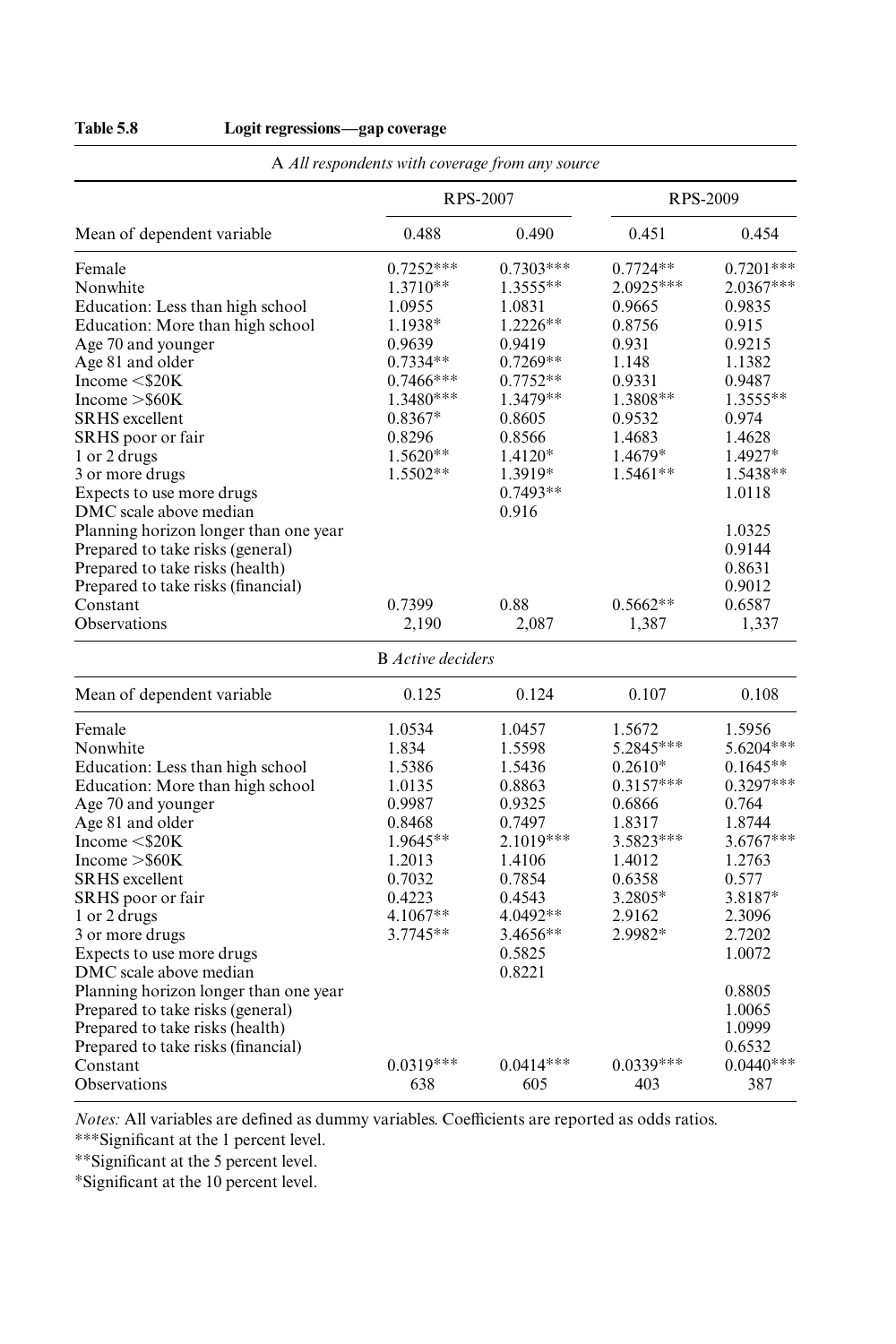**Table 5.8 Logit regressions—gap coverage**

| | RPS-2007 | | RPS-2009 | |
|---|---|---|---|---|
| ***A All respondents with coverage from any source*** | | | | |
| Mean of dependent variable | 0.488 | 0.490 | 0.451 | 0.454 |
| Female | 0.7252*** | 0.7303*** | 0.7724** | 0.7201*** |
| Nonwhite | 1.3710** | 1.3555** | 2.0925*** | 2.0367*** |
| Education: Less than high school | 1.0955 | 1.0831 | 0.9665 | 0.9835 |
| Education: More than high school | 1.1938* | 1.2226** | 0.8756 | 0.915 |
| Age 70 and younger | 0.9639 | 0.9419 | 0.931 | 0.9215 |
| Age 81 and older | 0.7334** | 0.7269** | 1.148 | 1.1382 |
| Income <$20K | 0.7466*** | 0.7752** | 0.9331 | 0.9487 |
| Income >$60K | 1.3480*** | 1.3479** | 1.3808** | 1.3555** |
| SRHS excellent | 0.8367* | 0.8605 | 0.9532 | 0.974 |
| SRHS poor or fair | 0.8296 | 0.8566 | 1.4683 | 1.4628 |
| 1 or 2 drugs | 1.5620** | 1.4120* | 1.4679* | 1.4927* |
| 3 or more drugs | 1.5502** | 1.3919* | 1.5461** | 1.5438** |
| Expects to use more drugs | | 0.7493** | | 1.0118 |
| DMC scale above median | | 0.916 | | |
| Planning horizon longer than one year | | | | 1.0325 |
| Prepared to take risks (general) | | | | 0.9144 |
| Prepared to take risks (health) | | | | 0.8631 |
| Prepared to take risks (financial) | | | | 0.9012 |
| Constant | 0.7399 | 0.88 | 0.5662** | 0.6587 |
| Observations | 2,190 | 2,087 | 1,387 | 1,337 |
| ***B Active deciders*** | | | | |
| Mean of dependent variable | 0.125 | 0.124 | 0.107 | 0.108 |
| Female | 1.0534 | 1.0457 | 1.5672 | 1.5956 |
| Nonwhite | 1.834 | 1.5598 | 5.2845*** | 5.6204*** |
| Education: Less than high school | 1.5386 | 1.5436 | 0.2610* | 0.1645** |
| Education: More than high school | 1.0135 | 0.8863 | 0.3157*** | 0.3297*** |
| Age 70 and younger | 0.9987 | 0.9325 | 0.6866 | 0.764 |
| Age 81 and older | 0.8468 | 0.7497 | 1.8317 | 1.8744 |
| Income <$20K | 1.9645** | 2.1019*** | 3.5823*** | 3.6767*** |
| Income >$60K | 1.2013 | 1.4106 | 1.4012 | 1.2763 |
| SRHS excellent | 0.7032 | 0.7854 | 0.6358 | 0.577 |
| SRHS poor or fair | 0.4223 | 0.4543 | 3.2805* | 3.8187* |
| 1 or 2 drugs | 4.1067** | 4.0492** | 2.9162 | 2.3096 |
| 3 or more drugs | 3.7745** | 3.4656** | 2.9982* | 2.7202 |
| Expects to use more drugs | | 0.5825 | | 1.0072 |
| DMC scale above median | | 0.8221 | | |
| Planning horizon longer than one year | | | | 0.8805 |
| Prepared to take risks (general) | | | | 1.0065 |
| Prepared to take risks (health) | | | | 1.0999 |
| Prepared to take risks (financial) | | | | 0.6532 |
| Constant | 0.0319*** | 0.0414*** | 0.0339*** | 0.0440*** |
| Observations | 638 | 605 | 403 | 387 |

*Notes:* All variables are defined as dummy variables. Coefficients are reported as odds ratios.

***Significant at the 1 percent level.

**Significant at the 5 percent level.

*Significant at the 10 percent level.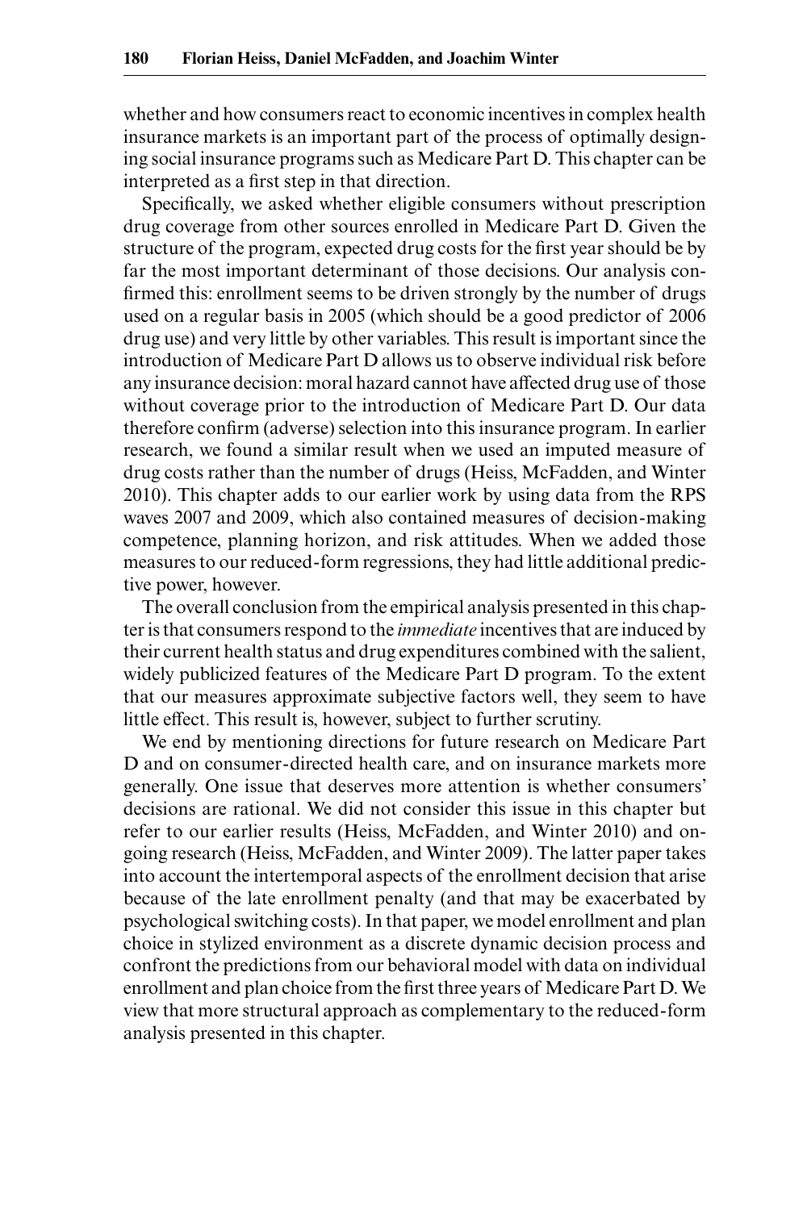whether and how consumers react to economic incentives in complex health insurance markets is an important part of the process of optimally designing social insurance programs such as Medicare Part D. This chapter can be interpreted as a first step in that direction.

Specifically, we asked whether eligible consumers without prescription drug coverage from other sources enrolled in Medicare Part D. Given the structure of the program, expected drug costs for the first year should be by far the most important determinant of those decisions. Our analysis confirmed this: enrollment seems to be driven strongly by the number of drugs used on a regular basis in 2005 (which should be a good predictor of 2006 drug use) and very little by other variables. This result is important since the introduction of Medicare Part D allows us to observe individual risk before any insurance decision: moral hazard cannot have affected drug use of those without coverage prior to the introduction of Medicare Part D. Our data therefore confirm (adverse) selection into this insurance program. In earlier research, we found a similar result when we used an imputed measure of drug costs rather than the number of drugs (Heiss, McFadden, and Winter 2010). This chapter adds to our earlier work by using data from the RPS waves 2007 and 2009, which also contained measures of decision-making competence, planning horizon, and risk attitudes. When we added those measures to our reduced-form regressions, they had little additional predictive power, however.

The overall conclusion from the empirical analysis presented in this chapter is that consumers respond to the *immediate* incentives that are induced by their current health status and drug expenditures combined with the salient, widely publicized features of the Medicare Part D program. To the extent that our measures approximate subjective factors well, they seem to have little effect. This result is, however, subject to further scrutiny.

We end by mentioning directions for future research on Medicare Part D and on consumer-directed health care, and on insurance markets more generally. One issue that deserves more attention is whether consumers' decisions are rational. We did not consider this issue in this chapter but refer to our earlier results (Heiss, McFadden, and Winter 2010) and ongoing research (Heiss, McFadden, and Winter 2009). The latter paper takes into account the intertemporal aspects of the enrollment decision that arise because of the late enrollment penalty (and that may be exacerbated by psychological switching costs). In that paper, we model enrollment and plan choice in stylized environment as a discrete dynamic decision process and confront the predictions from our behavioral model with data on individual enrollment and plan choice from the first three years of Medicare Part D. We view that more structural approach as complementary to the reduced-form analysis presented in this chapter.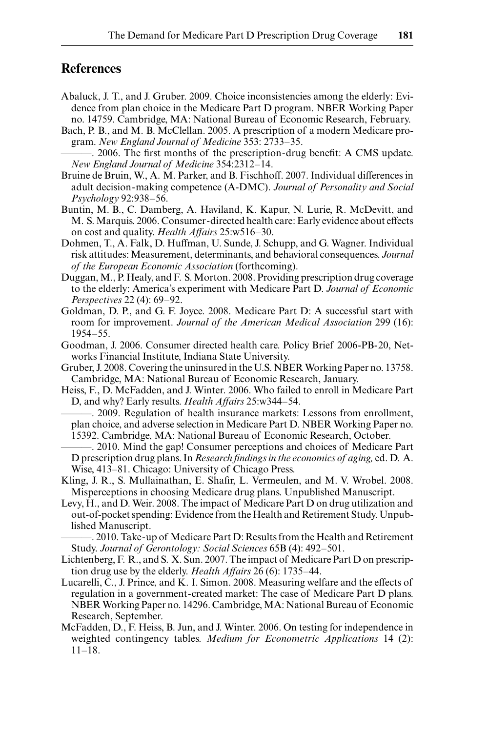## References

Abaluck, J. T., and J. Gruber. 2009. Choice inconsistencies among the elderly: Evidence from plan choice in the Medicare Part D program. NBER Working Paper no. 14759. Cambridge, MA: National Bureau of Economic Research, February.

Bach, P. B., and M. B. McClellan. 2005. A prescription of a modern Medicare program. *New England Journal of Medicine* 353: 2733–35.

———. 2006. The first months of the prescription-drug benefit: A CMS update. *New England Journal of Medicine* 354:2312–14.

Bruine de Bruin, W., A. M. Parker, and B. Fischhoff. 2007. Individual differences in adult decision-making competence (A-DMC). *Journal of Personality and Social Psychology* 92:938–56.

Buntin, M. B., C. Damberg, A. Haviland, K. Kapur, N. Lurie, R. McDevitt, and M. S. Marquis. 2006. Consumer-directed health care: Early evidence about effects on cost and quality. *Health Affairs* 25:w516–30.

Dohmen, T., A. Falk, D. Huffman, U. Sunde, J. Schupp, and G. Wagner. Individual risk attitudes: Measurement, determinants, and behavioral consequences. *Journal of the European Economic Association* (forthcoming).

Duggan, M., P. Healy, and F. S. Morton. 2008. Providing prescription drug coverage to the elderly: America's experiment with Medicare Part D. *Journal of Economic Perspectives* 22 (4): 69–92.

Goldman, D. P., and G. F. Joyce. 2008. Medicare Part D: A successful start with room for improvement. *Journal of the American Medical Association* 299 (16): 1954–55.

Goodman, J. 2006. Consumer directed health care. Policy Brief 2006-PB-20, Networks Financial Institute, Indiana State University.

Gruber, J. 2008. Covering the uninsured in the U.S. NBER Working Paper no. 13758. Cambridge, MA: National Bureau of Economic Research, January.

Heiss, F., D. McFadden, and J. Winter. 2006. Who failed to enroll in Medicare Part D, and why? Early results. *Health Affairs* 25:w344–54.

———. 2009. Regulation of health insurance markets: Lessons from enrollment, plan choice, and adverse selection in Medicare Part D. NBER Working Paper no. 15392. Cambridge, MA: National Bureau of Economic Research, October.

———. 2010. Mind the gap! Consumer perceptions and choices of Medicare Part D prescription drug plans. In *Research findings in the economics of aging,* ed. D. A. Wise, 413–81. Chicago: University of Chicago Press.

Kling, J. R., S. Mullainathan, E. Shafir, L. Vermeulen, and M. V. Wrobel. 2008. Misperceptions in choosing Medicare drug plans. Unpublished Manuscript.

Levy, H., and D. Weir. 2008. The impact of Medicare Part D on drug utilization and out-of-pocket spending: Evidence from the Health and Retirement Study. Unpublished Manuscript.

———. 2010. Take-up of Medicare Part D: Results from the Health and Retirement Study. *Journal of Gerontology: Social Sciences* 65B (4): 492–501.

Lichtenberg, F. R., and S. X. Sun. 2007. The impact of Medicare Part D on prescription drug use by the elderly. *Health Affairs* 26 (6): 1735–44.

Lucarelli, C., J. Prince, and K. I. Simon. 2008. Measuring welfare and the effects of regulation in a government-created market: The case of Medicare Part D plans. NBER Working Paper no. 14296. Cambridge, MA: National Bureau of Economic Research, September.

McFadden, D., F. Heiss, B. Jun, and J. Winter. 2006. On testing for independence in weighted contingency tables. *Medium for Econometric Applications* 14 (2): 11–18.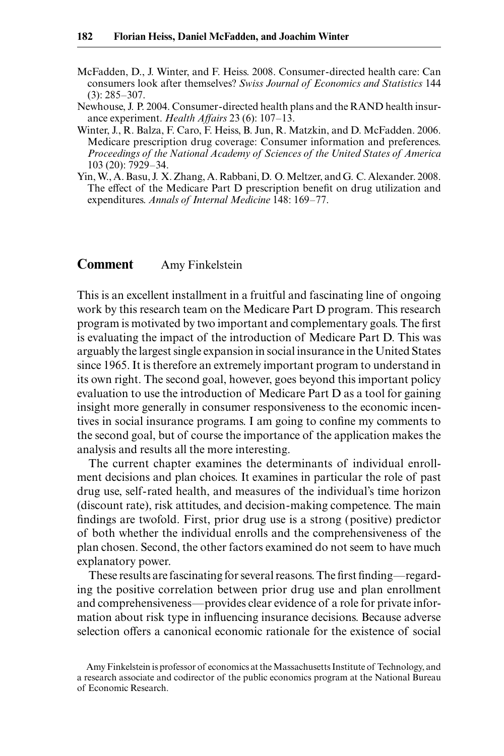McFadden, D., J. Winter, and F. Heiss. 2008. Consumer-directed health care: Can consumers look after themselves? *Swiss Journal of Economics and Statistics* 144 (3): 285–307.

Newhouse, J. P. 2004. Consumer-directed health plans and the RAND health insurance experiment. *Health Affairs* 23 (6): 107–13.

Winter, J., R. Balza, F. Caro, F. Heiss, B. Jun, R. Matzkin, and D. McFadden. 2006. Medicare prescription drug coverage: Consumer information and preferences. *Proceedings of the National Academy of Sciences of the United States of America* 103 (20): 7929–34.

Yin, W., A. Basu, J. X. Zhang, A. Rabbani, D. O. Meltzer, and G. C. Alexander. 2008. The effect of the Medicare Part D prescription benefit on drug utilization and expenditures. *Annals of Internal Medicine* 148: 169–77.

## Comment Amy Finkelstein

This is an excellent installment in a fruitful and fascinating line of ongoing work by this research team on the Medicare Part D program. This research program is motivated by two important and complementary goals. The first is evaluating the impact of the introduction of Medicare Part D. This was arguably the largest single expansion in social insurance in the United States since 1965. It is therefore an extremely important program to understand in its own right. The second goal, however, goes beyond this important policy evaluation to use the introduction of Medicare Part D as a tool for gaining insight more generally in consumer responsiveness to the economic incentives in social insurance programs. I am going to confine my comments to the second goal, but of course the importance of the application makes the analysis and results all the more interesting.

The current chapter examines the determinants of individual enrollment decisions and plan choices. It examines in particular the role of past drug use, self-rated health, and measures of the individual's time horizon (discount rate), risk attitudes, and decision-making competence. The main findings are twofold. First, prior drug use is a strong (positive) predictor of both whether the individual enrolls and the comprehensiveness of the plan chosen. Second, the other factors examined do not seem to have much explanatory power.

These results are fascinating for several reasons. The first finding—regarding the positive correlation between prior drug use and plan enrollment and comprehensiveness—provides clear evidence of a role for private information about risk type in influencing insurance decisions. Because adverse selection offers a canonical economic rationale for the existence of social

Amy Finkelstein is professor of economics at the Massachusetts Institute of Technology, and a research associate and codirector of the public economics program at the National Bureau of Economic Research.